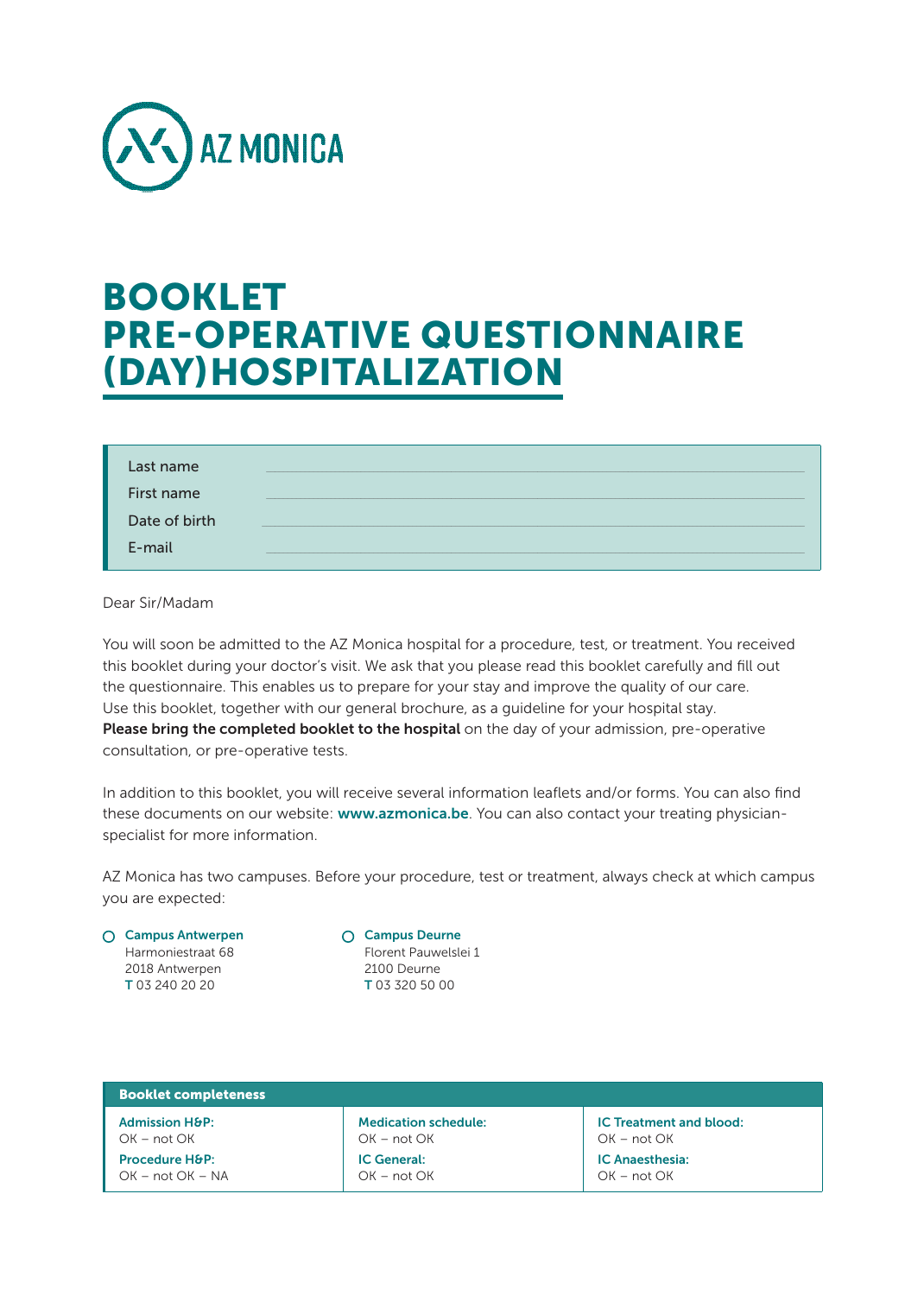AZ MONICA

# BOOKLET PRE-OPERATIVE QUESTIONNAIRE (DAY)HOSPITALIZATION

| | |
|---|---|
| Last name | |
| First name | |
| Date of birth | |
| E-mail | |

Dear Sir/Madam

You will soon be admitted to the AZ Monica hospital for a procedure, test, or treatment. You received this booklet during your doctor's visit. We ask that you please read this booklet carefully and fill out the questionnaire. This enables us to prepare for your stay and improve the quality of our care. Use this booklet, together with our general brochure, as a guideline for your hospital stay. **Please bring the completed booklet to the hospital** on the day of your admission, pre-operative consultation, or pre-operative tests.

In addition to this booklet, you will receive several information leaflets and/or forms. You can also find these documents on our website: **www.azmonica.be**. You can also contact your treating physician-specialist for more information.

AZ Monica has two campuses. Before your procedure, test or treatment, always check at which campus you are expected:

○ **Campus Antwerpen**
Harmoniestraat 68
2018 Antwerpen
**T** 03 240 20 20

○ **Campus Deurne**
Florent Pauwelslei 1
2100 Deurne
**T** 03 320 50 00

| Booklet completeness | | |
|---|---|---|
| **Admission H&P:** OK – not OK | **Medication schedule:** OK – not OK | **IC Treatment and blood:** OK – not OK |
| **Procedure H&P:** OK – not OK – NA | **IC General:** OK – not OK | **IC Anaesthesia:** OK – not OK |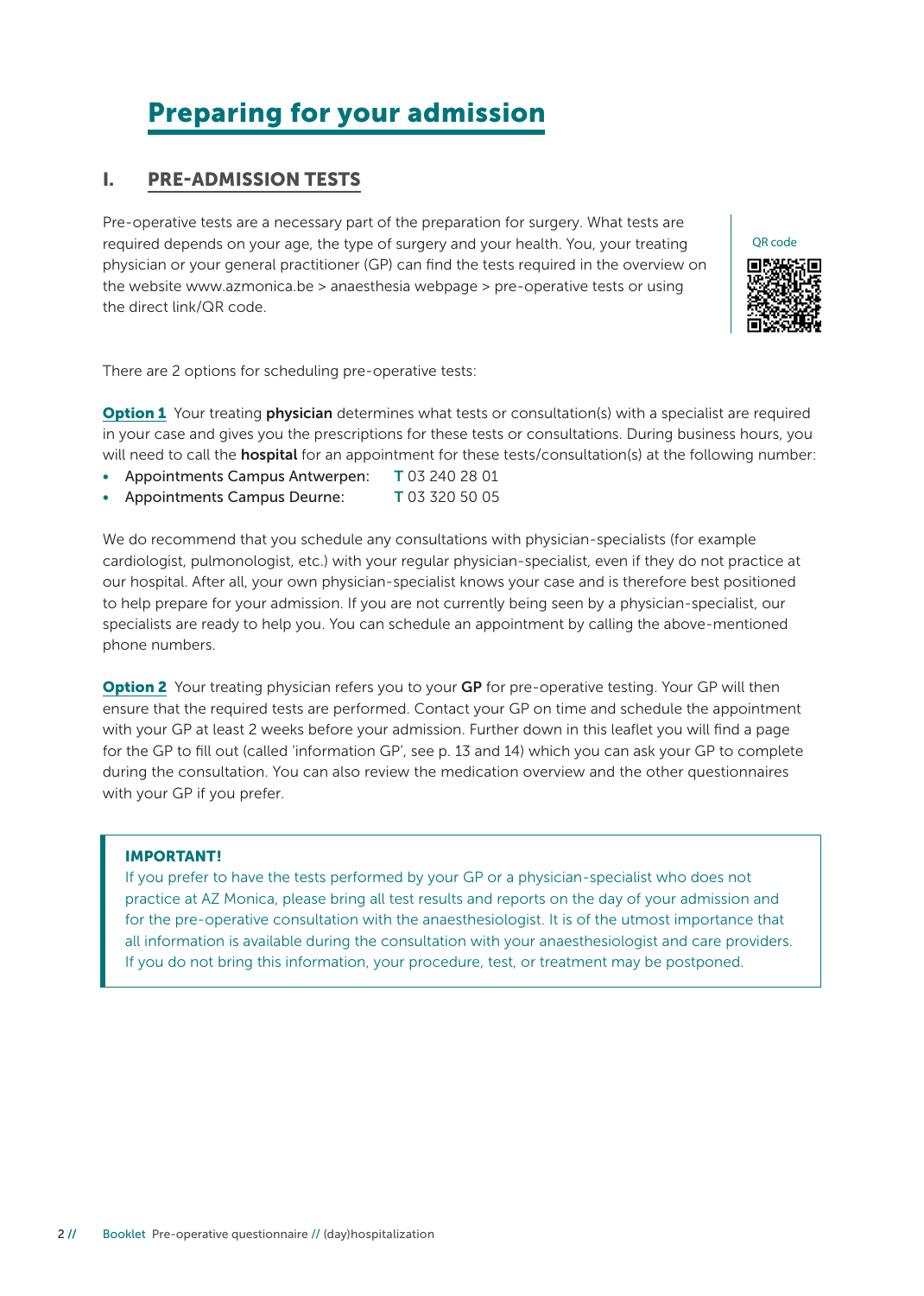# Preparing for your admission

## I. PRE-ADMISSION TESTS

Pre-operative tests are a necessary part of the preparation for surgery. What tests are required depends on your age, the type of surgery and your health. You, your treating physician or your general practitioner (GP) can find the tests required in the overview on the website www.azmonica.be > anaesthesia webpage > pre-operative tests or using the direct link/QR code.

QR code

There are 2 options for scheduling pre-operative tests:

**Option 1** Your treating **physician** determines what tests or consultation(s) with a specialist are required in your case and gives you the prescriptions for these tests or consultations. During business hours, you will need to call the **hospital** for an appointment for these tests/consultation(s) at the following number:

- Appointments Campus Antwerpen: **T** 03 240 28 01
- Appointments Campus Deurne: **T** 03 320 50 05

We do recommend that you schedule any consultations with physician-specialists (for example cardiologist, pulmonologist, etc.) with your regular physician-specialist, even if they do not practice at our hospital. After all, your own physician-specialist knows your case and is therefore best positioned to help prepare for your admission. If you are not currently being seen by a physician-specialist, our specialists are ready to help you. You can schedule an appointment by calling the above-mentioned phone numbers.

**Option 2** Your treating physician refers you to your **GP** for pre-operative testing. Your GP will then ensure that the required tests are performed. Contact your GP on time and schedule the appointment with your GP at least 2 weeks before your admission. Further down in this leaflet you will find a page for the GP to fill out (called 'information GP', see p. 13 and 14) which you can ask your GP to complete during the consultation. You can also review the medication overview and the other questionnaires with your GP if you prefer.

**IMPORTANT!**

If you prefer to have the tests performed by your GP or a physician-specialist who does not practice at AZ Monica, please bring all test results and reports on the day of your admission and for the pre-operative consultation with the anaesthesiologist. It is of the utmost importance that all information is available during the consultation with your anaesthesiologist and care providers. If you do not bring this information, your procedure, test, or treatment may be postponed.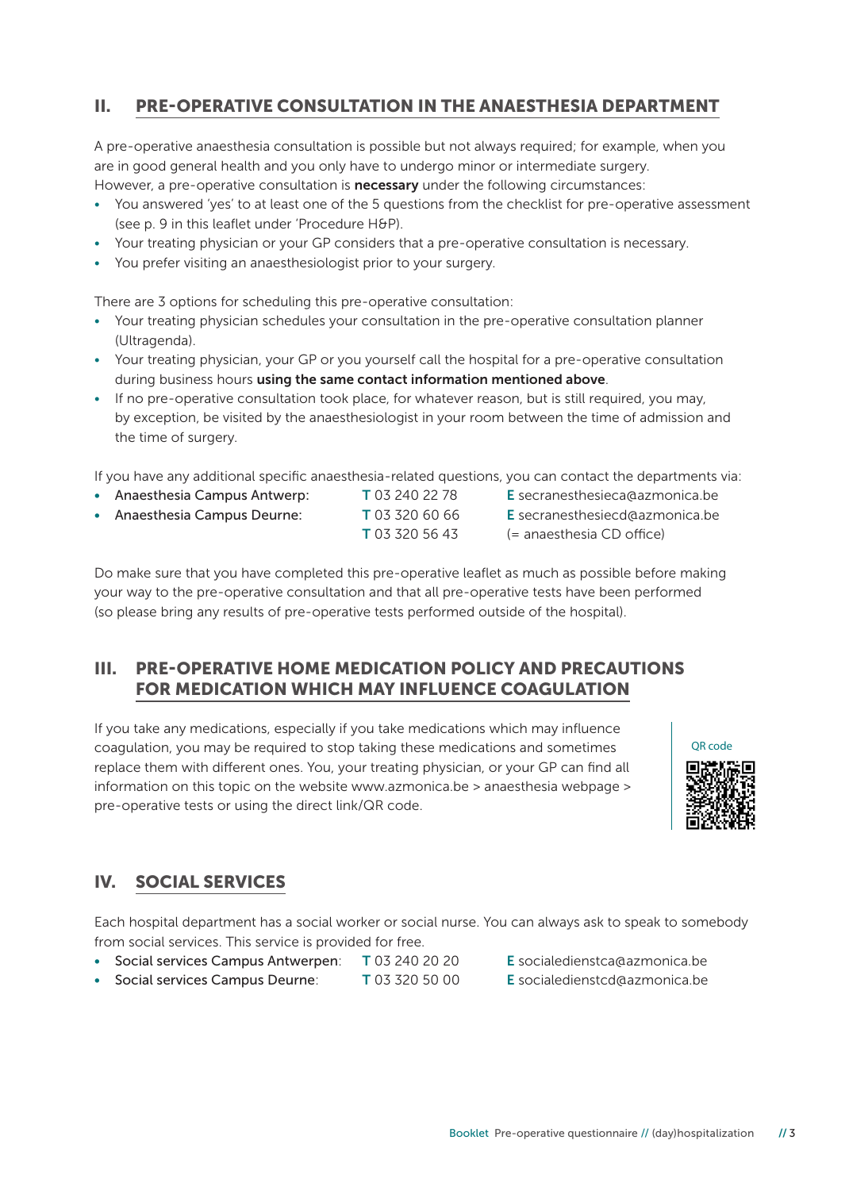## II. PRE-OPERATIVE CONSULTATION IN THE ANAESTHESIA DEPARTMENT

A pre-operative anaesthesia consultation is possible but not always required; for example, when you are in good general health and you only have to undergo minor or intermediate surgery.
However, a pre-operative consultation is **necessary** under the following circumstances:

- You answered 'yes' to at least one of the 5 questions from the checklist for pre-operative assessment (see p. 9 in this leaflet under 'Procedure H&P).
- Your treating physician or your GP considers that a pre-operative consultation is necessary.
- You prefer visiting an anaesthesiologist prior to your surgery.

There are 3 options for scheduling this pre-operative consultation:

- Your treating physician schedules your consultation in the pre-operative consultation planner (Ultragenda).
- Your treating physician, your GP or you yourself call the hospital for a pre-operative consultation during business hours **using the same contact information mentioned above**.
- If no pre-operative consultation took place, for whatever reason, but is still required, you may, by exception, be visited by the anaesthesiologist in your room between the time of admission and the time of surgery.

If you have any additional specific anaesthesia-related questions, you can contact the departments via:

- Anaesthesia Campus Antwerp: **T** 03 240 22 78 **E** secranesthesieca@azmonica.be
- Anaesthesia Campus Deurne: **T** 03 320 60 66 **E** secranesthesiecd@azmonica.be
  **T** 03 320 56 43 (= anaesthesia CD office)

Do make sure that you have completed this pre-operative leaflet as much as possible before making your way to the pre-operative consultation and that all pre-operative tests have been performed (so please bring any results of pre-operative tests performed outside of the hospital).

## III. PRE-OPERATIVE HOME MEDICATION POLICY AND PRECAUTIONS FOR MEDICATION WHICH MAY INFLUENCE COAGULATION

If you take any medications, especially if you take medications which may influence coagulation, you may be required to stop taking these medications and sometimes replace them with different ones. You, your treating physician, or your GP can find all information on this topic on the website www.azmonica.be > anaesthesia webpage > pre-operative tests or using the direct link/QR code.

QR code

## IV. SOCIAL SERVICES

Each hospital department has a social worker or social nurse. You can always ask to speak to somebody from social services. This service is provided for free.

- Social services Campus Antwerpen: **T** 03 240 20 20 **E** socialedienstca@azmonica.be
- Social services Campus Deurne: **T** 03 320 50 00 **E** socialedienstcd@azmonica.be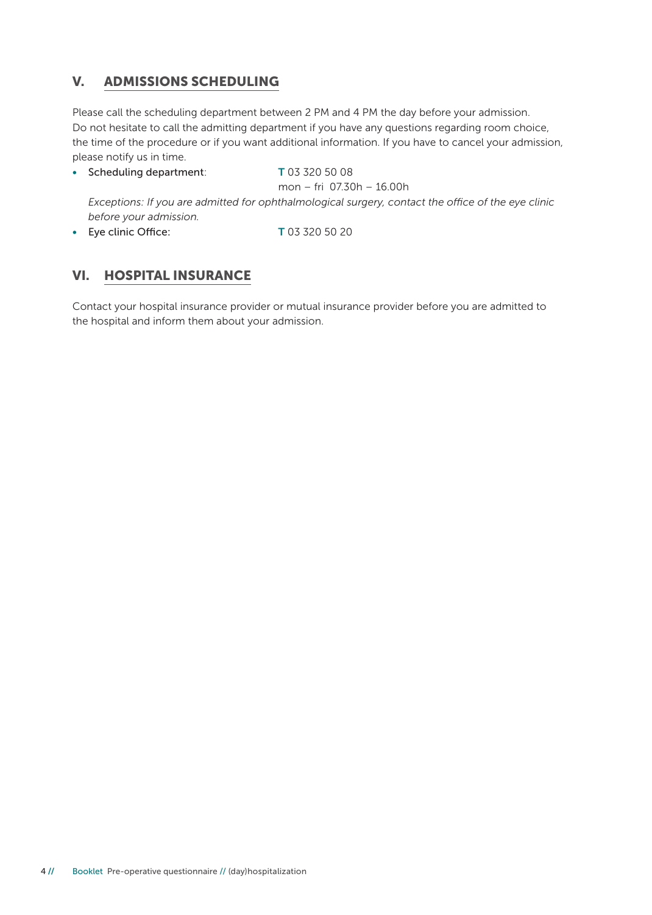## V. ADMISSIONS SCHEDULING

Please call the scheduling department between 2 PM and 4 PM the day before your admission.
Do not hesitate to call the admitting department if you have any questions regarding room choice, the time of the procedure or if you want additional information. If you have to cancel your admission, please notify us in time.

- Scheduling department: **T** 03 320 50 08
  mon – fri 07.30h – 16.00h

  *Exceptions: If you are admitted for ophthalmological surgery, contact the office of the eye clinic before your admission.*

- Eye clinic Office: **T** 03 320 50 20

## VI. HOSPITAL INSURANCE

Contact your hospital insurance provider or mutual insurance provider before you are admitted to the hospital and inform them about your admission.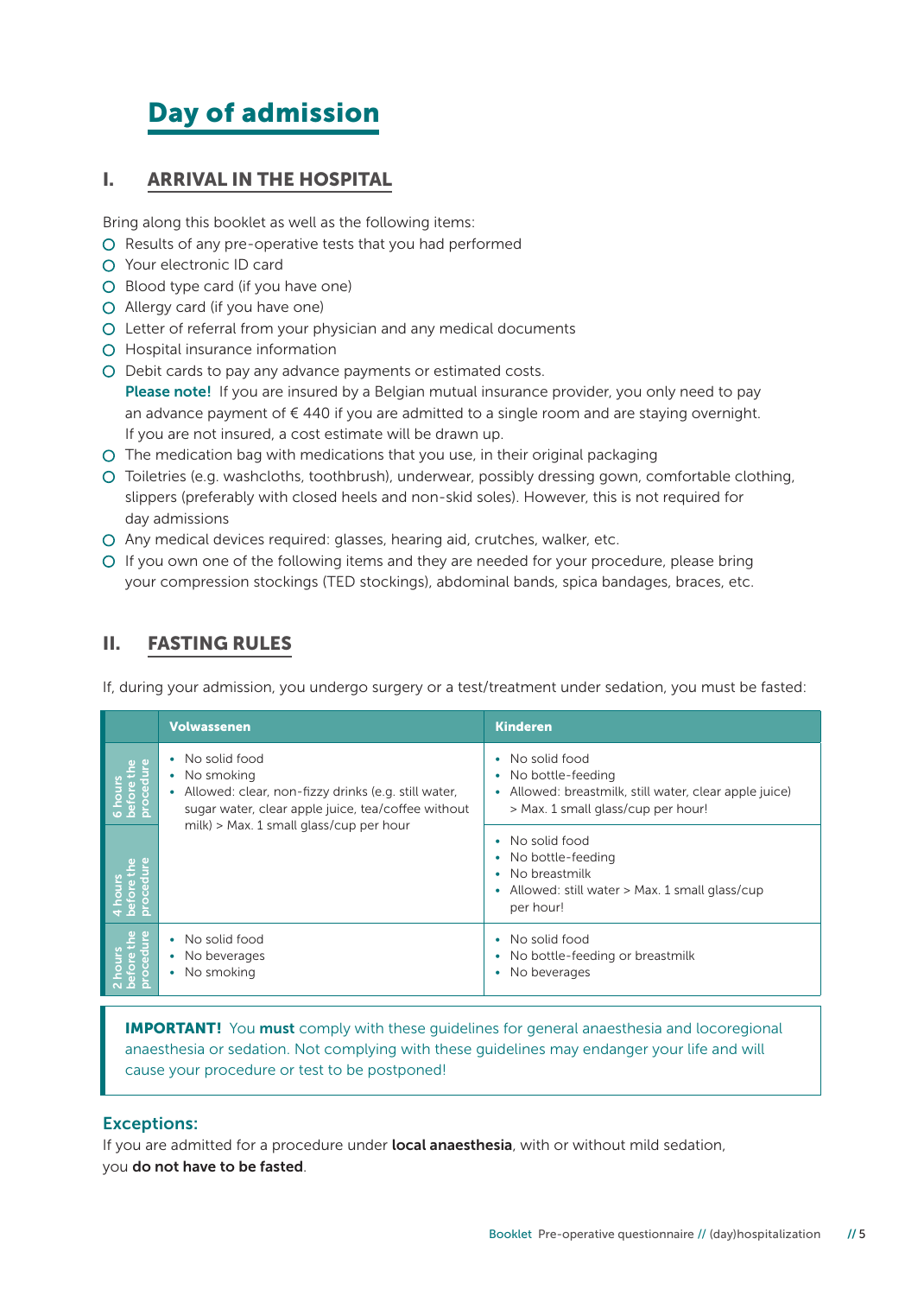# Day of admission

## I. ARRIVAL IN THE HOSPITAL

Bring along this booklet as well as the following items:

- Results of any pre-operative tests that you had performed
- Your electronic ID card
- Blood type card (if you have one)
- Allergy card (if you have one)
- Letter of referral from your physician and any medical documents
- Hospital insurance information
- Debit cards to pay any advance payments or estimated costs.
  **Please note!** If you are insured by a Belgian mutual insurance provider, you only need to pay an advance payment of € 440 if you are admitted to a single room and are staying overnight. If you are not insured, a cost estimate will be drawn up.
- The medication bag with medications that you use, in their original packaging
- Toiletries (e.g. washcloths, toothbrush), underwear, possibly dressing gown, comfortable clothing, slippers (preferably with closed heels and non-skid soles). However, this is not required for day admissions
- Any medical devices required: glasses, hearing aid, crutches, walker, etc.
- If you own one of the following items and they are needed for your procedure, please bring your compression stockings (TED stockings), abdominal bands, spica bandages, braces, etc.

## II. FASTING RULES

If, during your admission, you undergo surgery or a test/treatment under sedation, you must be fasted:

| | Volwassenen | Kinderen |
|---|---|---|
| 6 hours before the procedure | • No solid food<br>• No smoking<br>• Allowed: clear, non-fizzy drinks (e.g. still water, sugar water, clear apple juice, tea/coffee without milk) > Max. 1 small glass/cup per hour | • No solid food<br>• No bottle-feeding<br>• Allowed: breastmilk, still water, clear apple juice) > Max. 1 small glass/cup per hour! |
| 4 hours before the procedure | | • No solid food<br>• No bottle-feeding<br>• No breastmilk<br>• Allowed: still water > Max. 1 small glass/cup per hour! |
| 2 hours before the procedure | • No solid food<br>• No beverages<br>• No smoking | • No solid food<br>• No bottle-feeding or breastmilk<br>• No beverages |

**IMPORTANT!** You **must** comply with these guidelines for general anaesthesia and locoregional anaesthesia or sedation. Not complying with these guidelines may endanger your life and will cause your procedure or test to be postponed!

### Exceptions:

If you are admitted for a procedure under **local anaesthesia**, with or without mild sedation, you **do not have to be fasted**.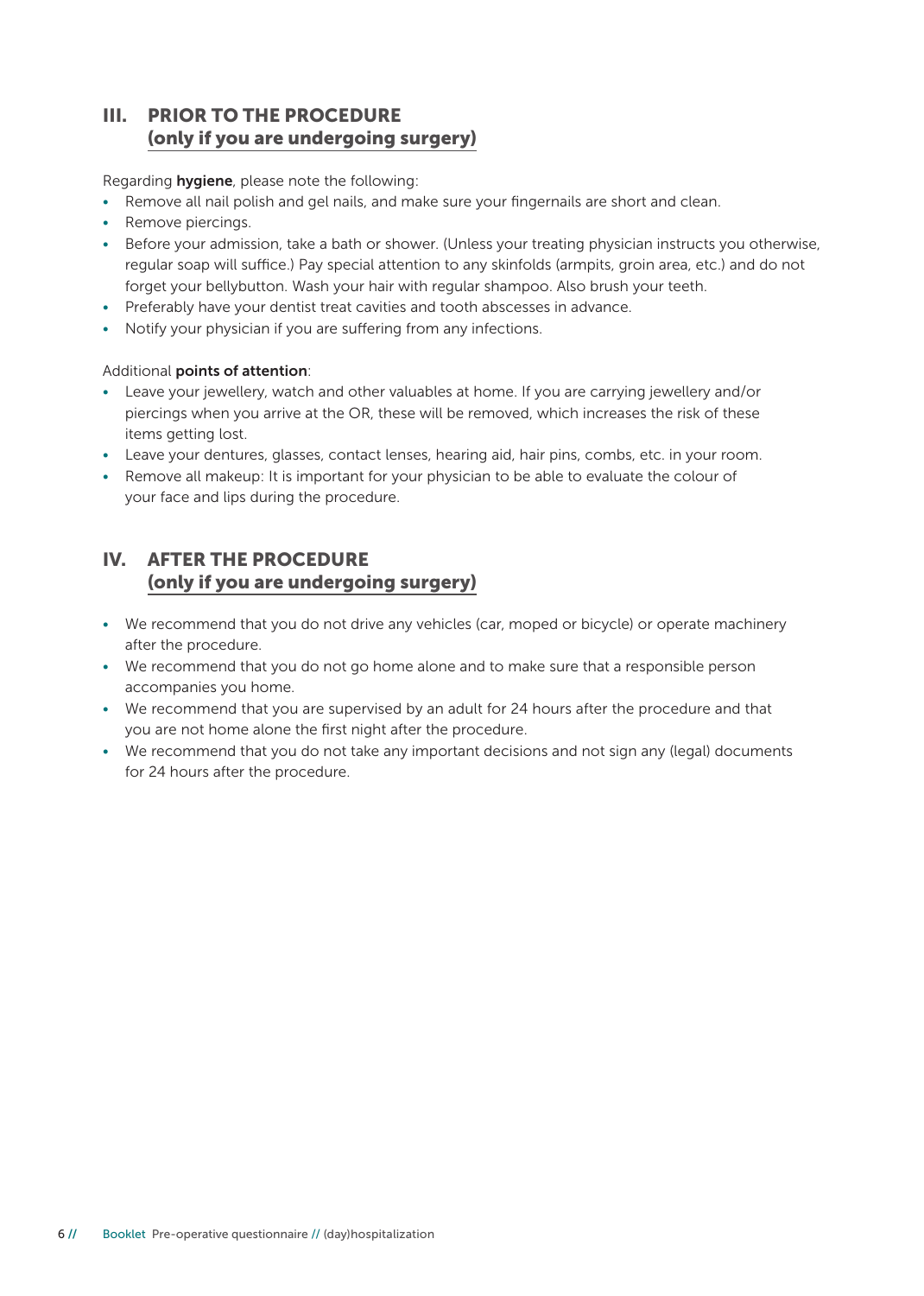## III. PRIOR TO THE PROCEDURE (only if you are undergoing surgery)

Regarding **hygiene**, please note the following:

- Remove all nail polish and gel nails, and make sure your fingernails are short and clean.
- Remove piercings.
- Before your admission, take a bath or shower. (Unless your treating physician instructs you otherwise, regular soap will suffice.) Pay special attention to any skinfolds (armpits, groin area, etc.) and do not forget your bellybutton. Wash your hair with regular shampoo. Also brush your teeth.
- Preferably have your dentist treat cavities and tooth abscesses in advance.
- Notify your physician if you are suffering from any infections.

Additional **points of attention**:

- Leave your jewellery, watch and other valuables at home. If you are carrying jewellery and/or piercings when you arrive at the OR, these will be removed, which increases the risk of these items getting lost.
- Leave your dentures, glasses, contact lenses, hearing aid, hair pins, combs, etc. in your room.
- Remove all makeup: It is important for your physician to be able to evaluate the colour of your face and lips during the procedure.

## IV. AFTER THE PROCEDURE (only if you are undergoing surgery)

- We recommend that you do not drive any vehicles (car, moped or bicycle) or operate machinery after the procedure.
- We recommend that you do not go home alone and to make sure that a responsible person accompanies you home.
- We recommend that you are supervised by an adult for 24 hours after the procedure and that you are not home alone the first night after the procedure.
- We recommend that you do not take any important decisions and not sign any (legal) documents for 24 hours after the procedure.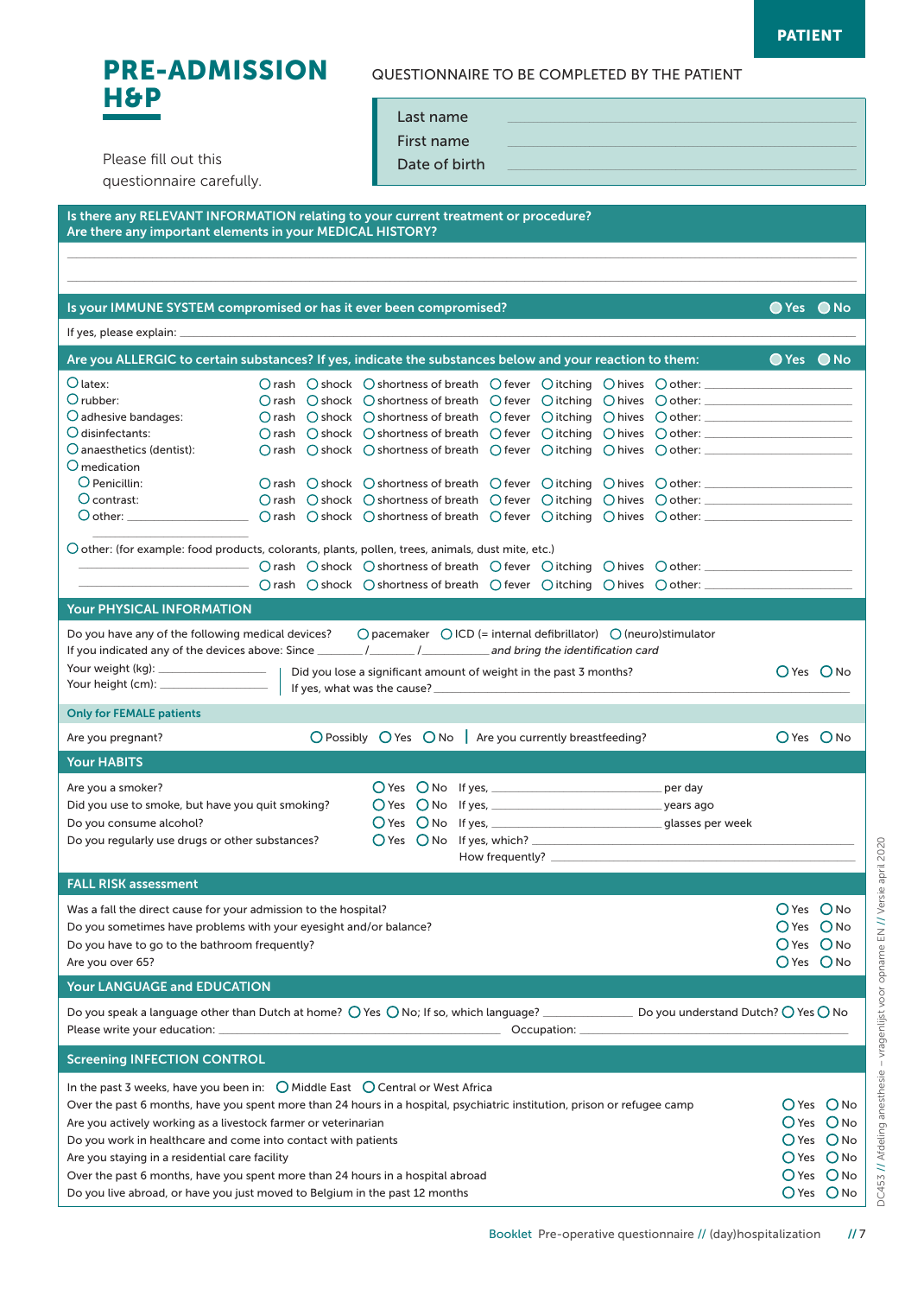PATIENT

# PRE-ADMISSION H&P

QUESTIONNAIRE TO BE COMPLETED BY THE PATIENT

Please fill out this questionnaire carefully.

Last name ____________________
First name ____________________
Date of birth ____________________

## Is there any RELEVANT INFORMATION relating to your current treatment or procedure? Are there any important elements in your MEDICAL HISTORY?

______________________________________________________________________
______________________________________________________________________

## Is your IMMUNE SYSTEM compromised or has it ever been compromised? ○ Yes ○ No

If yes, please explain: ____________________

## Are you ALLERGIC to certain substances? If yes, indicate the substances below and your reaction to them: ○ Yes ○ No

| | | | | | | | |
|---|---|---|---|---|---|---|---|
| ○ latex: | ○ rash | ○ shock | ○ shortness of breath | ○ fever | ○ itching | ○ hives | ○ other: ________ |
| ○ rubber: | ○ rash | ○ shock | ○ shortness of breath | ○ fever | ○ itching | ○ hives | ○ other: ________ |
| ○ adhesive bandages: | ○ rash | ○ shock | ○ shortness of breath | ○ fever | ○ itching | ○ hives | ○ other: ________ |
| ○ disinfectants: | ○ rash | ○ shock | ○ shortness of breath | ○ fever | ○ itching | ○ hives | ○ other: ________ |
| ○ anaesthetics (dentist): | ○ rash | ○ shock | ○ shortness of breath | ○ fever | ○ itching | ○ hives | ○ other: ________ |
| ○ medication | | | | | | | |
| ○ Penicillin: | ○ rash | ○ shock | ○ shortness of breath | ○ fever | ○ itching | ○ hives | ○ other: ________ |
| ○ contrast: | ○ rash | ○ shock | ○ shortness of breath | ○ fever | ○ itching | ○ hives | ○ other: ________ |
| ○ other: ________ | ○ rash | ○ shock | ○ shortness of breath | ○ fever | ○ itching | ○ hives | ○ other: ________ |

○ other: (for example: food products, colorants, plants, pollen, trees, animals, dust mite, etc.)

| | | | | | | | |
|---|---|---|---|---|---|---|---|
| ________ | ○ rash | ○ shock | ○ shortness of breath | ○ fever | ○ itching | ○ hives | ○ other: ________ |
| ________ | ○ rash | ○ shock | ○ shortness of breath | ○ fever | ○ itching | ○ hives | ○ other: ________ |

## Your PHYSICAL INFORMATION

Do you have any of the following medical devices? ○ pacemaker ○ ICD (= internal defibrillator) ○ (neuro)stimulator

If you indicated any of the devices above: Since ______ / ______ / ______ *and bring the identification card*

Your weight (kg): ____________
Your height (cm): ____________

Did you lose a significant amount of weight in the past 3 months? ○ Yes ○ No
If yes, what was the cause? ____________________

### Only for FEMALE patients

Are you pregnant? ○ Possibly ○ Yes ○ No | Are you currently breastfeeding? ○ Yes ○ No

## Your HABITS

Are you a smoker? ○ Yes ○ No If yes, ____________ per day
Did you use to smoke, but have you quit smoking? ○ Yes ○ No If yes, ____________ years ago
Do you consume alcohol? ○ Yes ○ No If yes, ____________ glasses per week
Do you regularly use drugs or other substances? ○ Yes ○ No If yes, which? ____________
How frequently? ____________

## FALL RISK assessment

Was a fall the direct cause for your admission to the hospital? ○ Yes ○ No
Do you sometimes have problems with your eyesight and/or balance? ○ Yes ○ No
Do you have to go to the bathroom frequently? ○ Yes ○ No
Are you over 65? ○ Yes ○ No

## Your LANGUAGE and EDUCATION

Do you speak a language other than Dutch at home? ○ Yes ○ No; If so, which language? ____________ Do you understand Dutch? ○ Yes ○ No
Please write your education: ____________ Occupation: ____________

## Screening INFECTION CONTROL

In the past 3 weeks, have you been in: ○ Middle East ○ Central or West Africa
Over the past 6 months, have you spent more than 24 hours in a hospital, psychiatric institution, prison or refugee camp ○ Yes ○ No
Are you actively working as a livestock farmer or veterinarian ○ Yes ○ No
Do you work in healthcare and come into contact with patients ○ Yes ○ No
Are you staying in a residential care facility ○ Yes ○ No
Over the past 6 months, have you spent more than 24 hours in a hospital abroad ○ Yes ○ No
Do you live abroad, or have you just moved to Belgium in the past 12 months ○ Yes ○ No

DC453 // Afdeling anesthesie – vragenlijst voor opname EN // Versie april 2020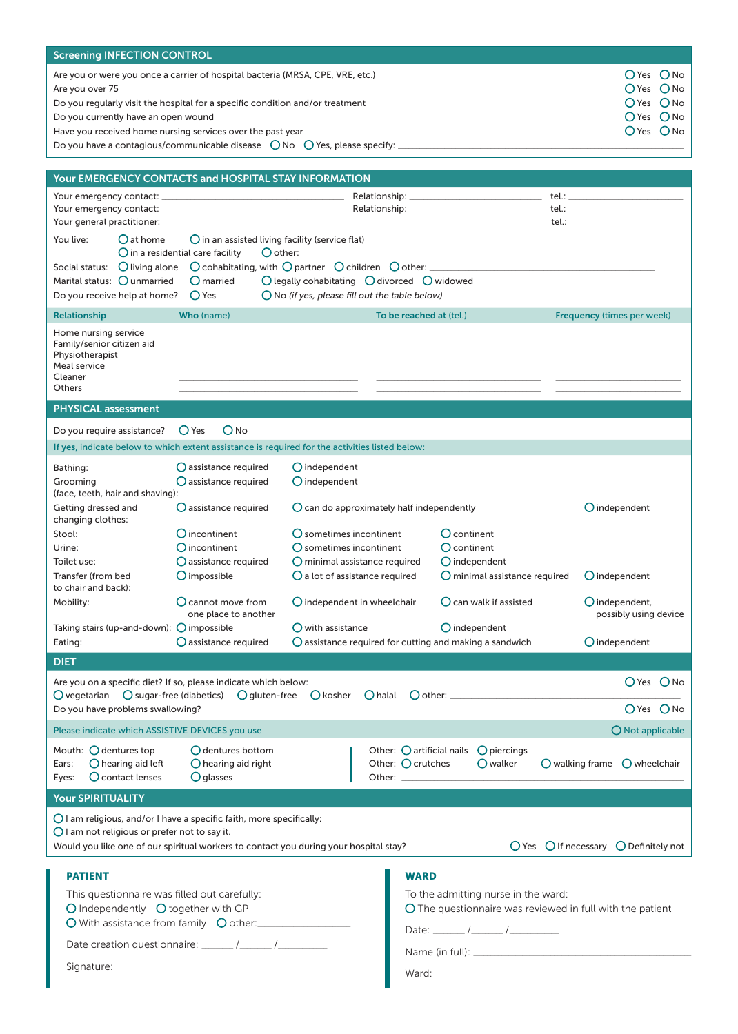## Screening INFECTION CONTROL

| | |
|---|---|
| Are you or were you once a carrier of hospital bacteria (MRSA, CPE, VRE, etc.) | ◯ Yes ◯ No |
| Are you over 75 | ◯ Yes ◯ No |
| Do you regularly visit the hospital for a specific condition and/or treatment | ◯ Yes ◯ No |
| Do you currently have an open wound | ◯ Yes ◯ No |
| Have you received home nursing services over the past year | ◯ Yes ◯ No |

Do you have a contagious/communicable disease ◯ No ◯ Yes, please specify: ______________________

## Your EMERGENCY CONTACTS and HOSPITAL STAY INFORMATION

Your emergency contact: ______________________ Relationship: ______________ tel.: ______________

Your emergency contact: ______________________ Relationship: ______________ tel.: ______________

Your general practitioner: ______________________ tel.: ______________

You live: ◯ at home ◯ in an assisted living facility (service flat) ◯ in a residential care facility ◯ other: ______________

Social status: ◯ living alone ◯ cohabitating, with ◯ partner ◯ children ◯ other: ______________

Marital status: ◯ unmarried ◯ married ◯ legally cohabitating ◯ divorced ◯ widowed

Do you receive help at home? ◯ Yes ◯ No *(if yes, please fill out the table below)*

| Relationship | Who (name) | To be reached at (tel.) | Frequency (times per week) |
|---|---|---|---|
| Home nursing service | | | |
| Family/senior citizen aid | | | |
| Physiotherapist | | | |
| Meal service | | | |
| Cleaner | | | |
| Others | | | |

## PHYSICAL assessment

Do you require assistance? ◯ Yes ◯ No

**If yes**, indicate below to which extent assistance is required for the activities listed below:

| | | | | |
|---|---|---|---|---|
| Bathing: | ◯ assistance required | ◯ independent | | |
| Grooming (face, teeth, hair and shaving): | ◯ assistance required | ◯ independent | | |
| Getting dressed and changing clothes: | ◯ assistance required | ◯ can do approximately half independently | | ◯ independent |
| Stool: | ◯ incontinent | ◯ sometimes incontinent | ◯ continent | |
| Urine: | ◯ incontinent | ◯ sometimes incontinent | ◯ continent | |
| Toilet use: | ◯ assistance required | ◯ minimal assistance required | ◯ independent | |
| Transfer (from bed to chair and back): | ◯ impossible | ◯ a lot of assistance required | ◯ minimal assistance required | ◯ independent |
| Mobility: | ◯ cannot move from one place to another | ◯ independent in wheelchair | ◯ can walk if assisted | ◯ independent, possibly using device |
| Taking stairs (up-and-down): | ◯ impossible | ◯ with assistance | ◯ independent | |
| Eating: | ◯ assistance required | ◯ assistance required for cutting and making a sandwich | | ◯ independent |

## DIET

Are you on a specific diet? If so, please indicate which below: ◯ Yes ◯ No

◯ vegetarian ◯ sugar-free (diabetics) ◯ gluten-free ◯ kosher ◯ halal ◯ other: ______________

Do you have problems swallowing? ◯ Yes ◯ No

Please indicate which ASSISTIVE DEVICES you use ◯ Not applicable

Mouth: ◯ dentures top ◯ dentures bottom

Ears: ◯ hearing aid left ◯ hearing aid right

Eyes: ◯ contact lenses ◯ glasses

Other: ◯ artificial nails ◯ piercings

Other: ◯ crutches ◯ walker ◯ walking frame ◯ wheelchair

Other: ______________

## Your SPIRITUALITY

◯ I am religious, and/or I have a specific faith, more specifically: ______________

◯ I am not religious or prefer not to say it.

Would you like one of our spiritual workers to contact you during your hospital stay? ◯ Yes ◯ If necessary ◯ Definitely not

### PATIENT

This questionnaire was filled out carefully:

◯ Independently ◯ together with GP

◯ With assistance from family ◯ other: ______________

Date creation questionnaire: ____ /____ /______

Signature:

### WARD

To the admitting nurse in the ward:

◯ The questionnaire was reviewed in full with the patient

Date: ____ /____ /______

Name (in full): ______________

Ward: ______________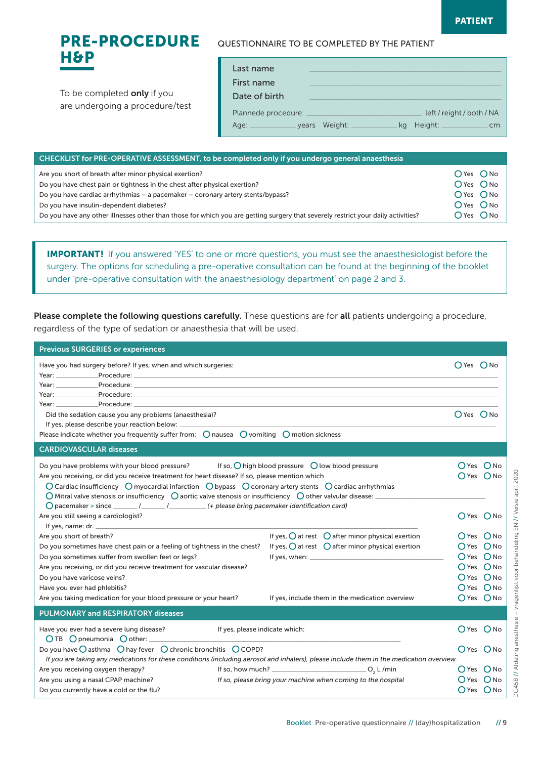PATIENT

# PRE-PROCEDURE H&P

To be completed **only** if you are undergoing a procedure/test

QUESTIONNAIRE TO BE COMPLETED BY THE PATIENT

Last name ______________________

First name ______________________

Date of birth ______________________

Plannede procedure: ______________________ left / reight / both / NA

Age: __________ years Weight: __________ kg Height: __________ cm

## CHECKLIST for PRE-OPERATIVE ASSESSMENT, to be completed only if you undergo general anaesthesia

| | |
|---|---|
| Are you short of breath after minor physical exertion? | ○ Yes ○ No |
| Do you have chest pain or tightness in the chest after physical exertion? | ○ Yes ○ No |
| Do you have cardiac arrhythmias – a pacemaker – coronary artery stents/bypass? | ○ Yes ○ No |
| Do you have insulin-dependent diabetes? | ○ Yes ○ No |
| Do you have any other illnesses other than those for which you are getting surgery that severely restrict your daily activities? | ○ Yes ○ No |

**IMPORTANT!** If you answered 'YES' to one or more questions, you must see the anaesthesiologist before the surgery. The options for scheduling a pre-operative consultation can be found at the beginning of the booklet under 'pre-operative consultation with the anaesthesiology department' on page 2 and 3.

**Please complete the following questions carefully.** These questions are for **all** patients undergoing a procedure, regardless of the type of sedation or anaesthesia that will be used.

## Previous SURGERIES or experiences

Have you had surgery before? If yes, when and which surgeries: ○ Yes ○ No

Year: __________ Procedure: ______________________

Year: __________ Procedure: ______________________

Year: __________ Procedure: ______________________

Year: __________ Procedure: ______________________

Did the sedation cause you any problems (anaesthesia)? ○ Yes ○ No

If yes, please describe your reaction below: ______________________

Please indicate whether you frequently suffer from: ○ nausea ○ vomiting ○ motion sickness

## CARDIOVASCULAR diseases

Do you have problems with your blood pressure? If so, ○ high blood pressure ○ low blood pressure ○ Yes ○ No

Are you receiving, or did you receive treatment for heart disease? If so, please mention which ○ Yes ○ No

○ Cardiac insufficiency ○ myocardial infarction ○ bypass ○ coronary artery stents ○ cardiac arrhythmias

○ Mitral valve stenosis or insufficiency ○ aortic valve stenosis or insufficiency ○ other valvular disease: __________

○ pacemaker > since ______ / ______ / __________ *(+ please bring pacemaker identification card)*

Are you still seeing a cardiologist? ○ Yes ○ No

If yes, name: dr. ______________________

Are you short of breath? If yes, ○ at rest ○ after minor physical exertion ○ Yes ○ No

Do you sometimes have chest pain or a feeling of tightness in the chest? If yes, ○ at rest ○ after minor physical exertion ○ Yes ○ No

Do you sometimes suffer from swollen feet or legs? If yes, when: __________ ○ Yes ○ No

Are you receiving, or did you receive treatment for vascular disease? ○ Yes ○ No

Do you have varicose veins? ○ Yes ○ No

Have you ever had phlebitis? ○ Yes ○ No

Are you taking medication for your blood pressure or your heart? If yes, include them in the medication overview ○ Yes ○ No

## PULMONARY and RESPIRATORY diseases

Have you ever had a severe lung disease? If yes, please indicate which: ○ Yes ○ No

○ TB ○ pneumonia ○ other: ______________________

Do you have ○ asthma ○ hay fever ○ chronic bronchitis ○ COPD? ○ Yes ○ No

*If you are taking any medications for these conditions (including aerosol and inhalers), please include them in the medication overview.*

Are you receiving oxygen therapy? If so, how much? __________ $O_2$ L /min ○ Yes ○ No

Are you using a nasal CPAP machine? *If so, please bring your machine when coming to the hospital* ○ Yes ○ No

Do you currently have a cold or the flu? ○ Yes ○ No

DC458 // Afdeling anesthesie – vragenlijst voor behandeling EN // Versie april 2020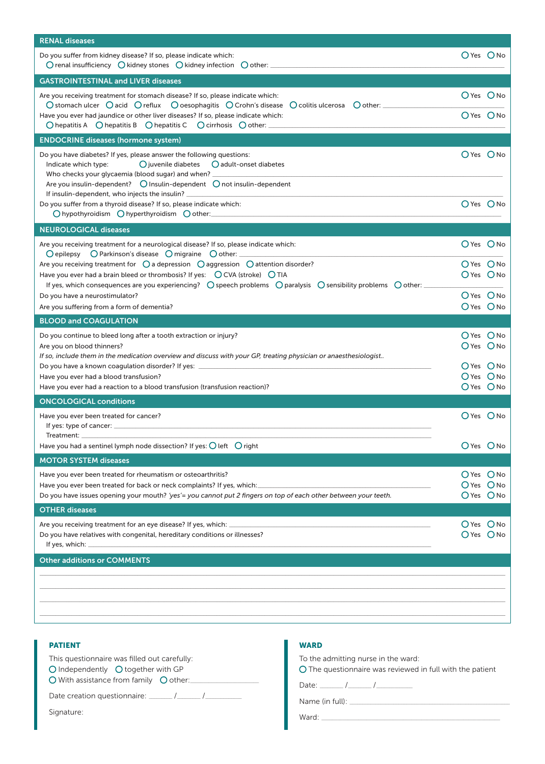## RENAL diseases

Do you suffer from kidney disease? If so, please indicate which: ○ Yes ○ No
○ renal insufficiency ○ kidney stones ○ kidney infection ○ other: \_\_\_\_\_\_\_\_\_\_

## GASTROINTESTINAL and LIVER diseases

Are you receiving treatment for stomach disease? If so, please indicate which: ○ Yes ○ No
○ stomach ulcer ○ acid ○ reflux ○ oesophagitis ○ Crohn's disease ○ colitis ulcerosa ○ other: \_\_\_\_\_\_\_\_\_\_

Have you ever had jaundice or other liver diseases? If so, please indicate which: ○ Yes ○ No
○ hepatitis A ○ hepatitis B ○ hepatitis C ○ cirrhosis ○ other: \_\_\_\_\_\_\_\_\_\_

## ENDOCRINE diseases (hormone system)

Do you have diabetes? If yes, please answer the following questions: ○ Yes ○ No
Indicate which type: ○ juvenile diabetes ○ adult-onset diabetes
Who checks your glycaemia (blood sugar) and when? \_\_\_\_\_\_\_\_\_\_
Are you insulin-dependent? ○ Insulin-dependent ○ not insulin-dependent
If insulin-dependent, who injects the insulin? \_\_\_\_\_\_\_\_\_\_

Do you suffer from a thyroid disease? If so, please indicate which: ○ Yes ○ No
○ hypothyroidism ○ hyperthyroidism ○ other: \_\_\_\_\_\_\_\_\_\_

## NEUROLOGICAL diseases

Are you receiving treatment for a neurological disease? If so, please indicate which: ○ Yes ○ No
○ epilepsy ○ Parkinson's disease ○ migraine ○ other: \_\_\_\_\_\_\_\_\_\_

Are you receiving treatment for ○ a depression ○ aggression ○ attention disorder? ○ Yes ○ No

Have you ever had a brain bleed or thrombosis? If yes: ○ CVA (stroke) ○ TIA ○ Yes ○ No
If yes, which consequences are you experiencing? ○ speech problems ○ paralysis ○ sensibility problems ○ other: \_\_\_\_\_\_\_\_\_\_

Do you have a neurostimulator? ○ Yes ○ No

Are you suffering from a form of dementia? ○ Yes ○ No

## BLOOD and COAGULATION

Do you continue to bleed long after a tooth extraction or injury? ○ Yes ○ No

Are you on blood thinners? ○ Yes ○ No
*If so, include them in the medication overview and discuss with your GP, treating physician or anaesthesiologist..*

Do you have a known coagulation disorder? If yes: \_\_\_\_\_\_\_\_\_\_ ○ Yes ○ No

Have you ever had a blood transfusion? ○ Yes ○ No

Have you ever had a reaction to a blood transfusion (transfusion reaction)? ○ Yes ○ No

## ONCOLOGICAL conditions

Have you ever been treated for cancer? ○ Yes ○ No
If yes: type of cancer: \_\_\_\_\_\_\_\_\_\_
Treatment: \_\_\_\_\_\_\_\_\_\_

Have you had a sentinel lymph node dissection? If yes: ○ left ○ right ○ Yes ○ No

## MOTOR SYSTEM diseases

Have you ever been treated for rheumatism or osteoarthritis? ○ Yes ○ No

Have you ever been treated for back or neck complaints? If yes, which: \_\_\_\_\_\_\_\_\_\_ ○ Yes ○ No

Do you have issues opening your mouth? *'yes'= you cannot put 2 fingers on top of each other between your teeth.* ○ Yes ○ No

## OTHER diseases

Are you receiving treatment for an eye disease? If yes, which: \_\_\_\_\_\_\_\_\_\_ ○ Yes ○ No

Do you have relatives with congenital, hereditary conditions or illnesses? ○ Yes ○ No
If yes, which: \_\_\_\_\_\_\_\_\_\_

## Other additions or COMMENTS

\_\_\_\_\_\_\_\_\_\_

\_\_\_\_\_\_\_\_\_\_

\_\_\_\_\_\_\_\_\_\_

\_\_\_\_\_\_\_\_\_\_

### PATIENT

This questionnaire was filled out carefully:
○ Independently ○ together with GP
○ With assistance from family ○ other: \_\_\_\_\_\_\_\_\_\_

Date creation questionnaire: \_\_\_\_\_ / \_\_\_\_\_ / \_\_\_\_\_\_\_

Signature:

### WARD

To the admitting nurse in the ward:
○ The questionnaire was reviewed in full with the patient

Date: \_\_\_\_\_ / \_\_\_\_\_ / \_\_\_\_\_\_\_

Name (in full): \_\_\_\_\_\_\_\_\_\_

Ward: \_\_\_\_\_\_\_\_\_\_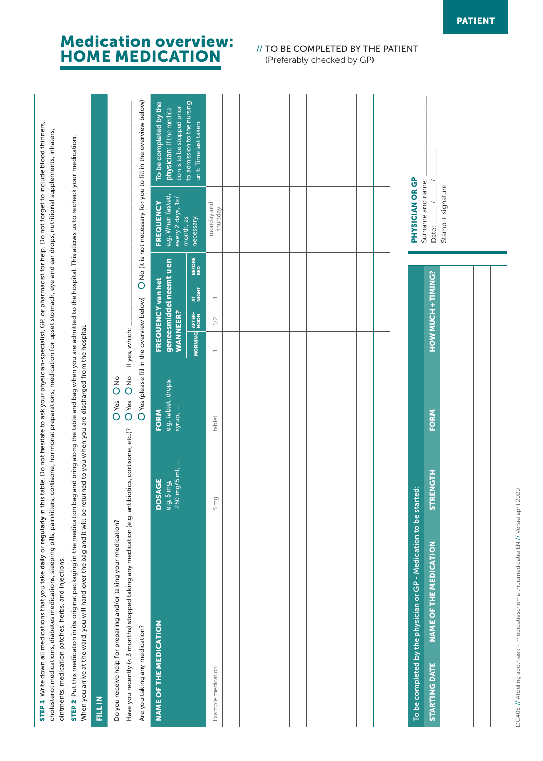PATIENT

# Medication overview: HOME MEDICATION

// TO BE COMPLETED BY THE PATIENT
(Preferably checked by GP)

**STEP 1** Write down all medications that you take **daily** or **regularly** in this table. Do not hesitate to ask your physician-specialist, GP, or pharmacist for help. Do not forget to include blood thinners, cholesterol medications, diabetes medications, sleeping pills, painkillers, cortisone, hormonal preparations, medication for upset stomach, eye and ear drops, nutritional supplements, inhalers, ointments, medication patches, herbs, and injections.

**STEP 2** Put this medication in its original packaging in the medication bag and bring along the table and bag when you are admitted to the hospital. This allows us to recheck your medication. When you arrive at the ward, you will hand over the bag and it will be returned to you when you are discharged from the hospital.

## FILL IN

Do you receive help for preparing and/or taking your medication? ◯ Yes ◯ No

Have you recently (< 3 months) stopped taking any medication (e.g. antibiotics, cortisone, etc.)? ◯ Yes ◯ No If yes, which: ___________

Are you taking any medication? ◯ Yes (please fill in the overview below) ◯ No (it is not necessary for you to fill in the overview below)

| NAME OF THE MEDICATION | DOSAGE e.g. 5 mg, 250 mg/5 ml, ... | FORM e.g. tablet, drops, syrup, ... | FREQUENCY van het geneesmiddel neemt u en WANNEER? | | | | FREQUENCY e.g. When fasted, every 2 days, 1x/month, as necessary, ... | To be completed by the physician: If the medication is to be stopped prior to admission to the nursing unit: Time last taken |
|---|---|---|---|---|---|---|---|---|
| | | | MORNING | AFTER-NOON | AT NIGHT | BEFORE BED | | |
| Example medication | 5 mg | tablet | 1 | 1/2 | 1 | | monday and thursday | |
| | | | | | | | | |
| | | | | | | | | |
| | | | | | | | | |
| | | | | | | | | |
| | | | | | | | | |
| | | | | | | | | |
| | | | | | | | | |
| | | | | | | | | |
| | | | | | | | | |
| | | | | | | | | |

To be completed by the physician or GP - Medication to be started:

| STARTING DATE | NAME OF THE MEDICATION | STRENGTH | FORM | HOW MUCH + TIMING? |
|---|---|---|---|---|
| | | | | |
| | | | | |
| | | | | |
| | | | | |

**PHYSICIAN OR GP**

Surname and name: ___________

Date: ___ / ___ / ___

Stamp + signature

DC408 // Afdeling apotheek – medicatieschema thuismedicatie EN // Versie april 2020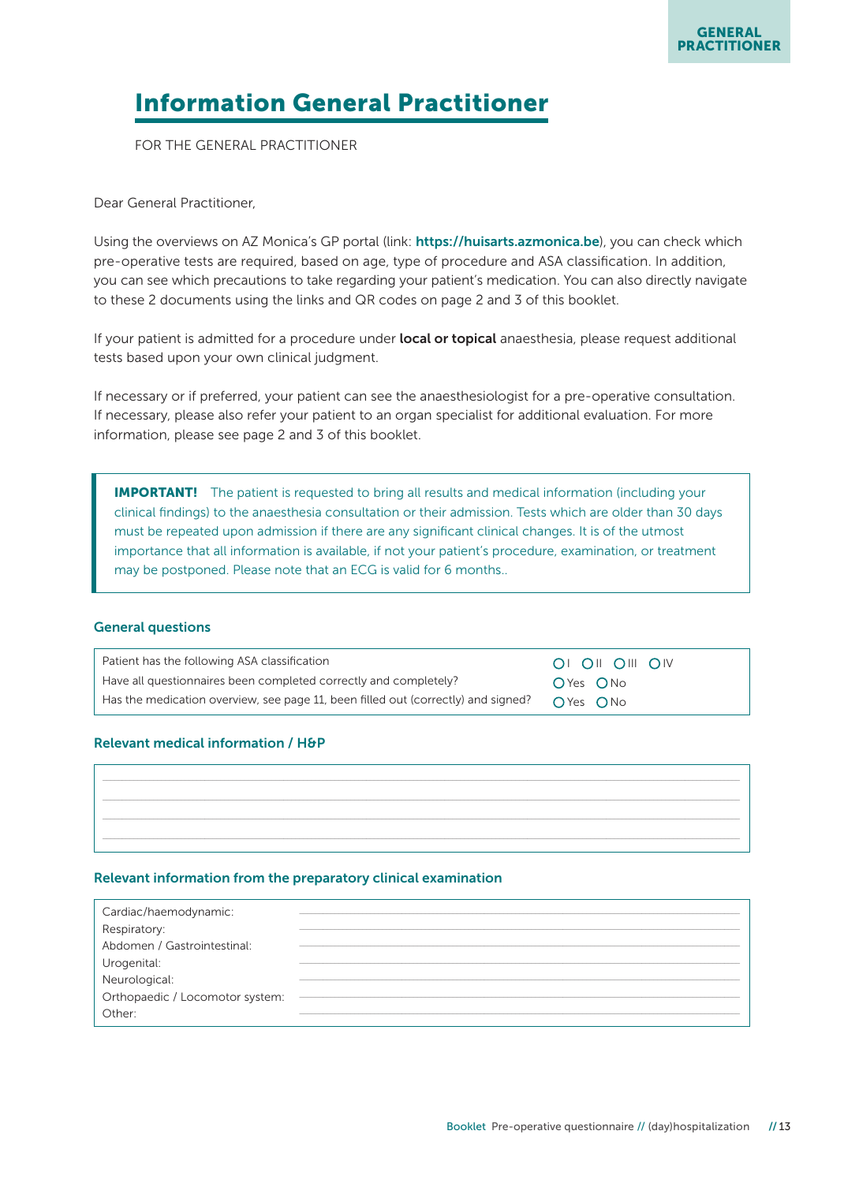# Information General Practitioner

FOR THE GENERAL PRACTITIONER

Dear General Practitioner,

Using the overviews on AZ Monica's GP portal (link: **https://huisarts.azmonica.be**), you can check which pre-operative tests are required, based on age, type of procedure and ASA classification. In addition, you can see which precautions to take regarding your patient's medication. You can also directly navigate to these 2 documents using the links and QR codes on page 2 and 3 of this booklet.

If your patient is admitted for a procedure under **local or topical** anaesthesia, please request additional tests based upon your own clinical judgment.

If necessary or if preferred, your patient can see the anaesthesiologist for a pre-operative consultation. If necessary, please also refer your patient to an organ specialist for additional evaluation. For more information, please see page 2 and 3 of this booklet.

> **IMPORTANT!** The patient is requested to bring all results and medical information (including your clinical findings) to the anaesthesia consultation or their admission. Tests which are older than 30 days must be repeated upon admission if there are any significant clinical changes. It is of the utmost importance that all information is available, if not your patient's procedure, examination, or treatment may be postponed. Please note that an ECG is valid for 6 months..

### General questions

| | |
|---|---|
| Patient has the following ASA classification | ○ I ○ II ○ III ○ IV |
| Have all questionnaires been completed correctly and completely? | ○ Yes ○ No |
| Has the medication overview, see page 11, been filled out (correctly) and signed? | ○ Yes ○ No |

### Relevant medical information / H&P

______________________________________________

______________________________________________

______________________________________________

______________________________________________

### Relevant information from the preparatory clinical examination

| | |
|---|---|
| Cardiac/haemodynamic: | |
| Respiratory: | |
| Abdomen / Gastrointestinal: | |
| Urogenital: | |
| Neurological: | |
| Orthopaedic / Locomotor system: | |
| Other: | |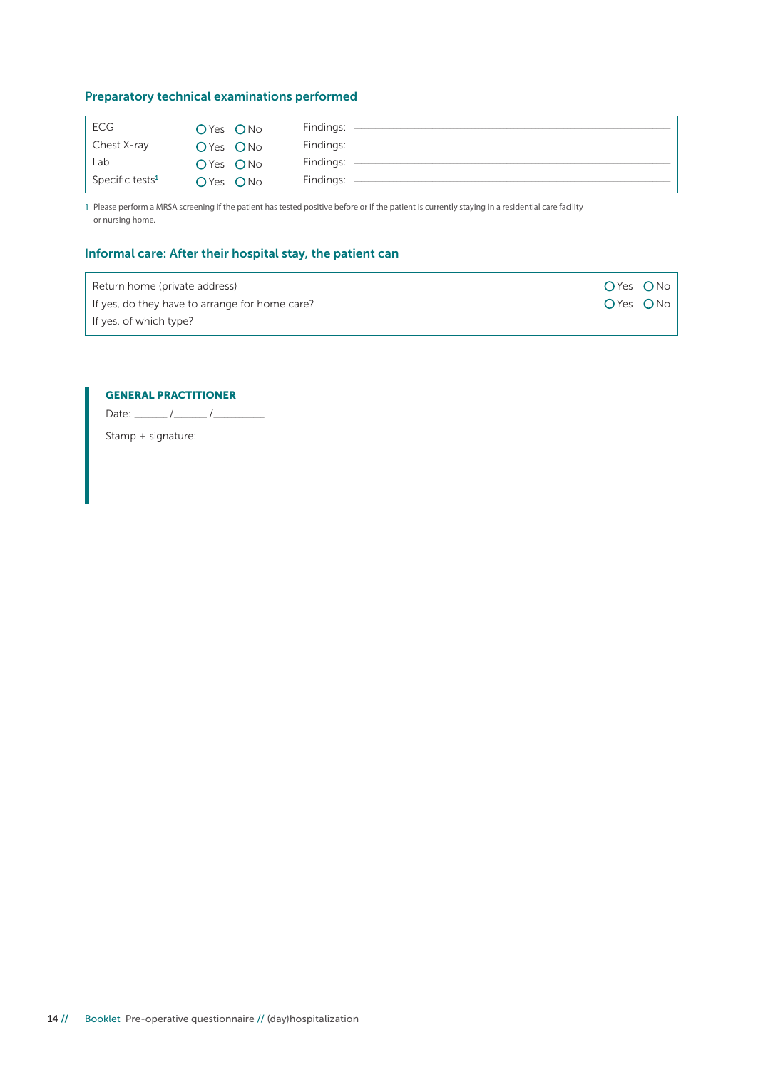## Preparatory technical examinations performed

| | | |
|---|---|---|
| ECG | O Yes O No | Findings: ______________________ |
| Chest X-ray | O Yes O No | Findings: ______________________ |
| Lab | O Yes O No | Findings: ______________________ |
| Specific tests[1] | O Yes O No | Findings: ______________________ |

1 Please perform a MRSA screening if the patient has tested positive before or if the patient is currently staying in a residential care facility or nursing home.

## Informal care: After their hospital stay, the patient can

| | |
|---|---|
| Return home (private address) | O Yes O No |
| If yes, do they have to arrange for home care? | O Yes O No |
| If yes, of which type? ______________________ | |

**GENERAL PRACTITIONER**

Date: ______ /______ /_________

Stamp + signature: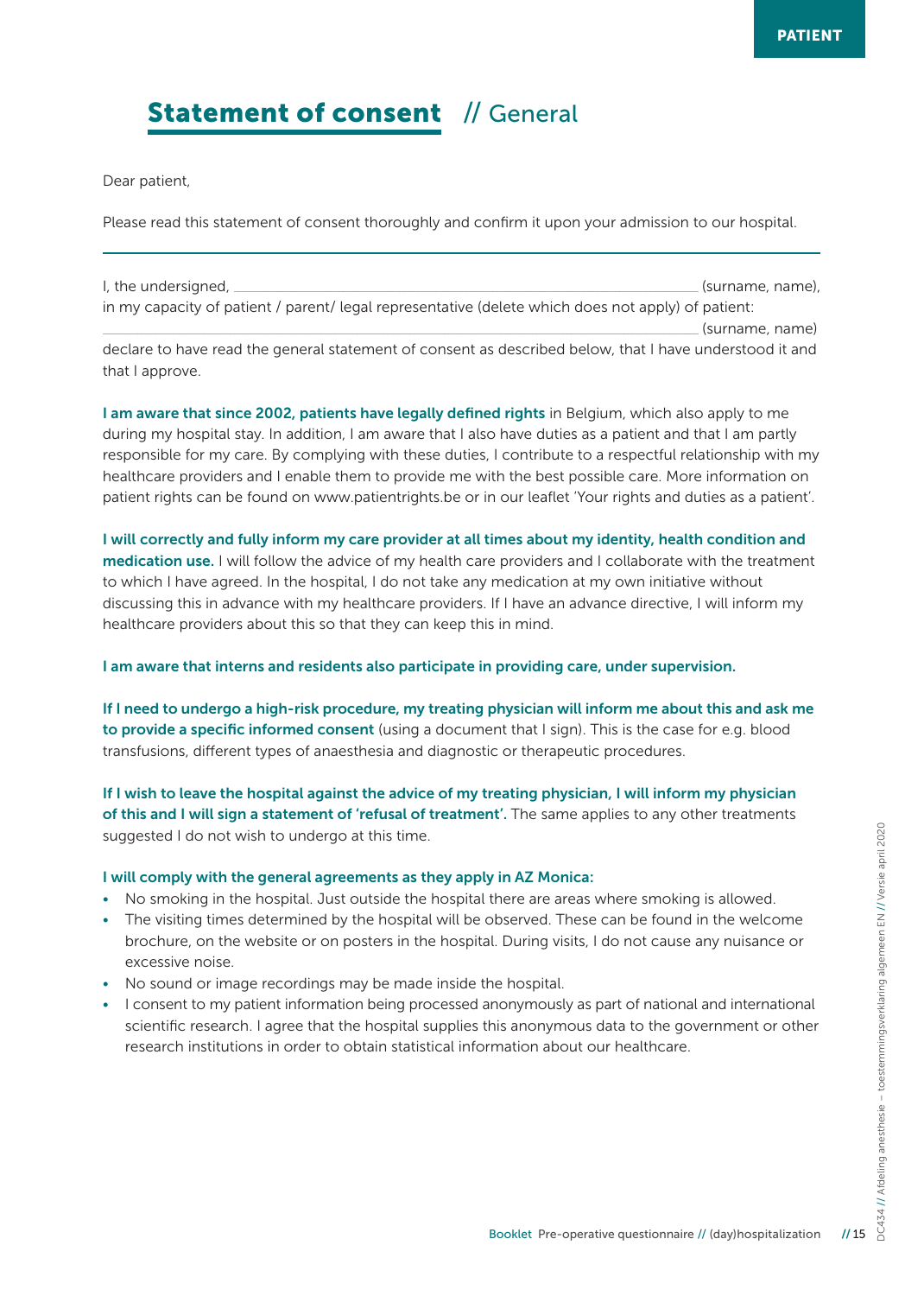PATIENT

# Statement of consent // General

Dear patient,

Please read this statement of consent thoroughly and confirm it upon your admission to our hospital.

---

I, the undersigned, ________________________________________ (surname, name),
in my capacity of patient / parent/ legal representative (delete which does not apply) of patient:
________________________________________ (surname, name)
declare to have read the general statement of consent as described below, that I have understood it and that I approve.

**I am aware that since 2002, patients have legally defined rights** in Belgium, which also apply to me during my hospital stay. In addition, I am aware that I also have duties as a patient and that I am partly responsible for my care. By complying with these duties, I contribute to a respectful relationship with my healthcare providers and I enable them to provide me with the best possible care. More information on patient rights can be found on www.patientrights.be or in our leaflet 'Your rights and duties as a patient'.

**I will correctly and fully inform my care provider at all times about my identity, health condition and medication use.** I will follow the advice of my health care providers and I collaborate with the treatment to which I have agreed. In the hospital, I do not take any medication at my own initiative without discussing this in advance with my healthcare providers. If I have an advance directive, I will inform my healthcare providers about this so that they can keep this in mind.

**I am aware that interns and residents also participate in providing care, under supervision.**

**If I need to undergo a high-risk procedure, my treating physician will inform me about this and ask me to provide a specific informed consent** (using a document that I sign). This is the case for e.g. blood transfusions, different types of anaesthesia and diagnostic or therapeutic procedures.

**If I wish to leave the hospital against the advice of my treating physician, I will inform my physician of this and I will sign a statement of 'refusal of treatment'.** The same applies to any other treatments suggested I do not wish to undergo at this time.

**I will comply with the general agreements as they apply in AZ Monica:**

- No smoking in the hospital. Just outside the hospital there are areas where smoking is allowed.
- The visiting times determined by the hospital will be observed. These can be found in the welcome brochure, on the website or on posters in the hospital. During visits, I do not cause any nuisance or excessive noise.
- No sound or image recordings may be made inside the hospital.
- I consent to my patient information being processed anonymously as part of national and international scientific research. I agree that the hospital supplies this anonymous data to the government or other research institutions in order to obtain statistical information about our healthcare.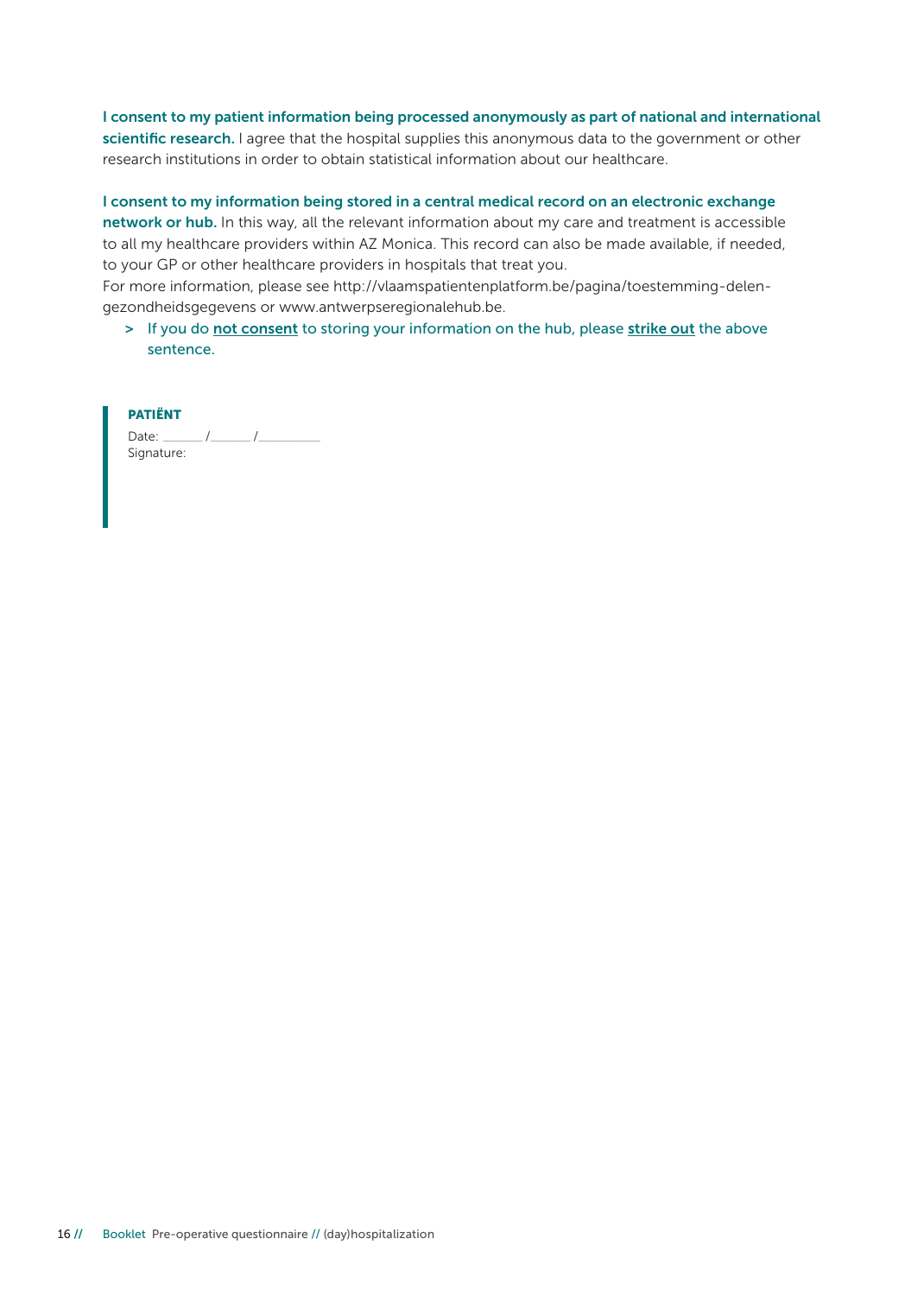**I consent to my patient information being processed anonymously as part of national and international scientific research.** I agree that the hospital supplies this anonymous data to the government or other research institutions in order to obtain statistical information about our healthcare.

**I consent to my information being stored in a central medical record on an electronic exchange network or hub.** In this way, all the relevant information about my care and treatment is accessible to all my healthcare providers within AZ Monica. This record can also be made available, if needed, to your GP or other healthcare providers in hospitals that treat you.
For more information, please see http://vlaamspatientenplatform.be/pagina/toestemming-delen-gezondheidsgegevens or www.antwerpseregionalehub.be.

> If you do **not consent** to storing your information on the hub, please **strike out** the above sentence.

**PATIËNT**

Date: ______ /______ /_________
Signature: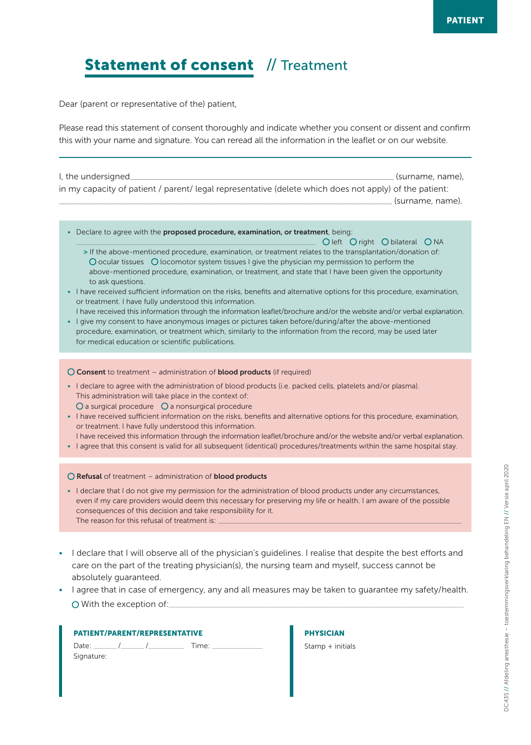**PATIENT**

# Statement of consent // Treatment

Dear (parent or representative of the) patient,

Please read this statement of consent thoroughly and indicate whether you consent or dissent and confirm this with your name and signature. You can reread all the information in the leaflet or on our website.

---

I, the undersigned__________________________________________ (surname, name), in my capacity of patient / parent/ legal representative (delete which does not apply) of the patient: __________________________________________ (surname, name).

- Declare to agree with the **proposed procedure, examination, or treatment**, being:
  __________________________________________ ○ left ○ right ○ bilateral ○ NA
  > If the above-mentioned procedure, examination, or treatment relates to the transplantation/donation of: ○ ocular tissues ○ locomotor system tissues I give the physician my permission to perform the above-mentioned procedure, examination, or treatment, and state that I have been given the opportunity to ask questions.
- I have received sufficient information on the risks, benefits and alternative options for this procedure, examination, or treatment. I have fully understood this information.
  I have received this information through the information leaflet/brochure and/or the website and/or verbal explanation.
- I give my consent to have anonymous images or pictures taken before/during/after the above-mentioned procedure, examination, or treatment which, similarly to the information from the record, may be used later for medical education or scientific publications.

○ **Consent** to treatment – administration of **blood products** (if required)

- I declare to agree with the administration of blood products (i.e. packed cells, platelets and/or plasma). This administration will take place in the context of:
  ○ a surgical procedure ○ a nonsurgical procedure
- I have received sufficient information on the risks, benefits and alternative options for this procedure, examination, or treatment. I have fully understood this information.
  I have received this information through the information leaflet/brochure and/or the website and/or verbal explanation.
- I agree that this consent is valid for all subsequent (identical) procedures/treatments within the same hospital stay.

○ **Refusal** of treatment – administration of **blood products**

- I declare that I do not give my permission for the administration of blood products under any circumstances, even if my care providers would deem this necessary for preserving my life or health. I am aware of the possible consequences of this decision and take responsibility for it.
  The reason for this refusal of treatment is: __________________________________________

- I declare that I will observe all of the physician's guidelines. I realise that despite the best efforts and care on the part of the treating physician(s), the nursing team and myself, success cannot be absolutely guaranteed.
- I agree that in case of emergency, any and all measures may be taken to guarantee my safety/health.
  ○ With the exception of:__________________________________________

**PATIENT/PARENT/REPRESENTATIVE**

Date: ______ /______ /_________ Time: _____________

Signature:

**PHYSICIAN**

Stamp + initials

DC435 // Afdeling anesthesie – toestemmingsverklaring behandeling EN // Versie april 2020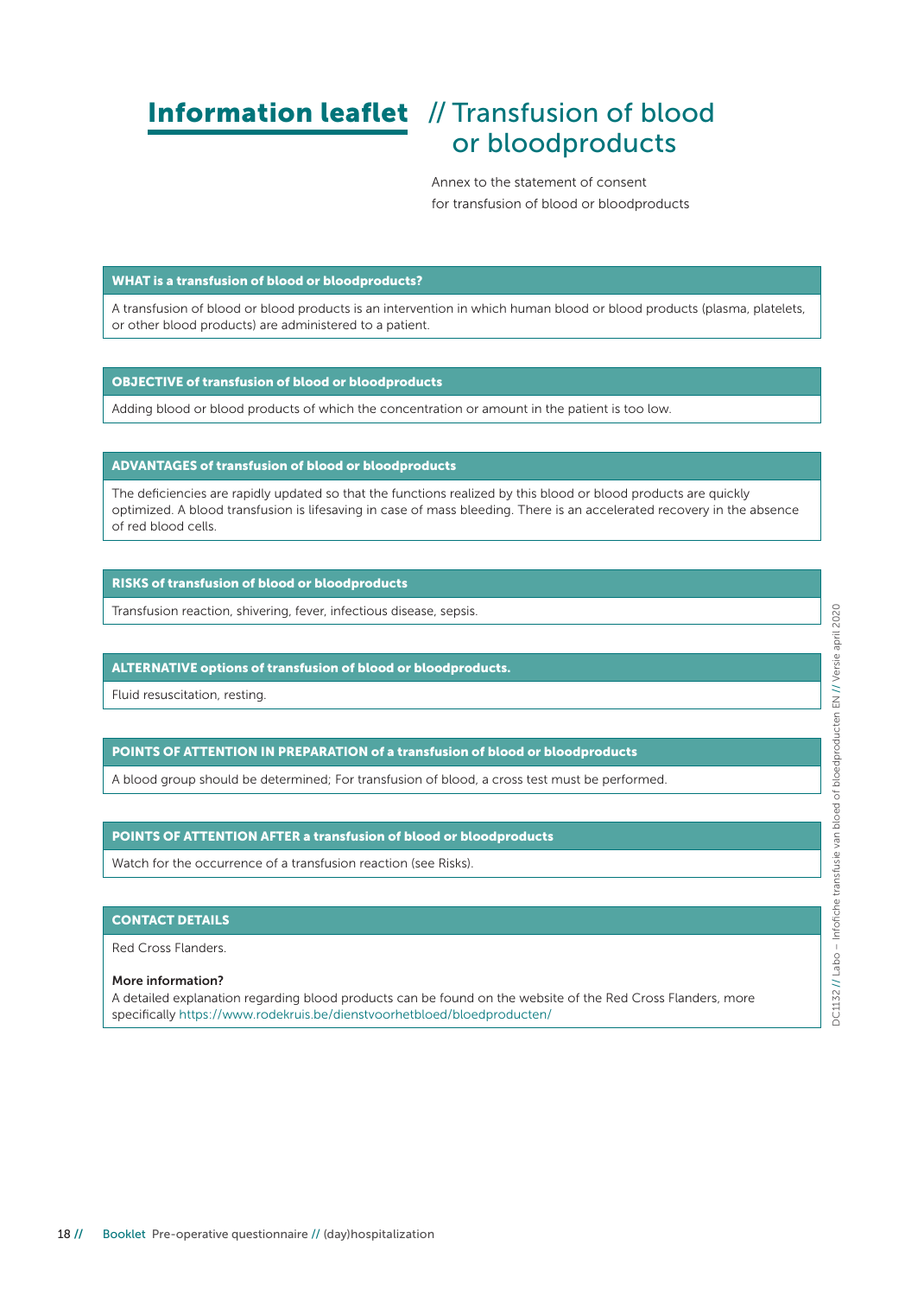# Information leaflet // Transfusion of blood or bloodproducts

Annex to the statement of consent
for transfusion of blood or bloodproducts

## WHAT is a transfusion of blood or bloodproducts?

A transfusion of blood or blood products is an intervention in which human blood or blood products (plasma, platelets, or other blood products) are administered to a patient.

## OBJECTIVE of transfusion of blood or bloodproducts

Adding blood or blood products of which the concentration or amount in the patient is too low.

## ADVANTAGES of transfusion of blood or bloodproducts

The deficiencies are rapidly updated so that the functions realized by this blood or blood products are quickly optimized. A blood transfusion is lifesaving in case of mass bleeding. There is an accelerated recovery in the absence of red blood cells.

## RISKS of transfusion of blood or bloodproducts

Transfusion reaction, shivering, fever, infectious disease, sepsis.

## ALTERNATIVE options of transfusion of blood or bloodproducts.

Fluid resuscitation, resting.

## POINTS OF ATTENTION IN PREPARATION of a transfusion of blood or bloodproducts

A blood group should be determined; For transfusion of blood, a cross test must be performed.

## POINTS OF ATTENTION AFTER a transfusion of blood or bloodproducts

Watch for the occurrence of a transfusion reaction (see Risks).

## CONTACT DETAILS

Red Cross Flanders.

**More information?**
A detailed explanation regarding blood products can be found on the website of the Red Cross Flanders, more specifically https://www.rodekruis.be/dienstvoorhetbloed/bloedproducten/

DC1132 // Labo – Infofiche transfusie van bloed of bloedproducten EN // Versie april 2020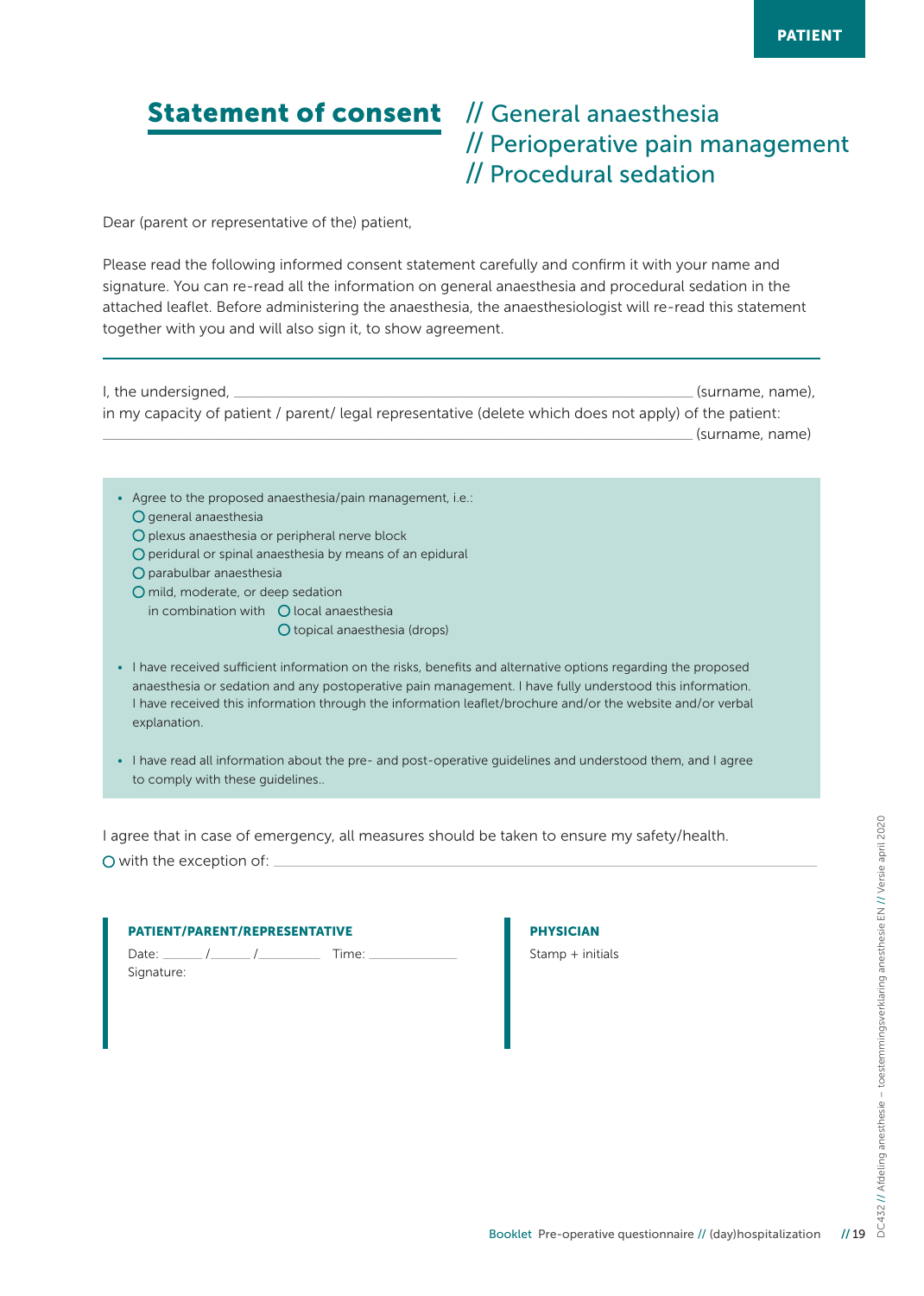PATIENT

# Statement of consent

// General anaesthesia
// Perioperative pain management
// Procedural sedation

Dear (parent or representative of the) patient,

Please read the following informed consent statement carefully and confirm it with your name and signature. You can re-read all the information on general anaesthesia and procedural sedation in the attached leaflet. Before administering the anaesthesia, the anaesthesiologist will re-read this statement together with you and will also sign it, to show agreement.

---

I, the undersigned, ______________________________________________ (surname, name),
in my capacity of patient / parent/ legal representative (delete which does not apply) of the patient:
______________________________________________ (surname, name)

- Agree to the proposed anaesthesia/pain management, i.e.:
  - ○ general anaesthesia
  - ○ plexus anaesthesia or peripheral nerve block
  - ○ peridural or spinal anaesthesia by means of an epidural
  - ○ parabulbar anaesthesia
  - ○ mild, moderate, or deep sedation
    in combination with ○ local anaesthesia
    ○ topical anaesthesia (drops)
- I have received sufficient information on the risks, benefits and alternative options regarding the proposed anaesthesia or sedation and any postoperative pain management. I have fully understood this information. I have received this information through the information leaflet/brochure and/or the website and/or verbal explanation.
- I have read all information about the pre- and post-operative guidelines and understood them, and I agree to comply with these guidelines..

I agree that in case of emergency, all measures should be taken to ensure my safety/health.
○ with the exception of: ______________________________________________

**PATIENT/PARENT/REPRESENTATIVE**

Date: ______ /______ /_________ Time: _____________
Signature:

**PHYSICIAN**

Stamp + initials

DC432 // Afdeling anesthesie – toestemmingsverklaring anesthesie EN // Versie april 2020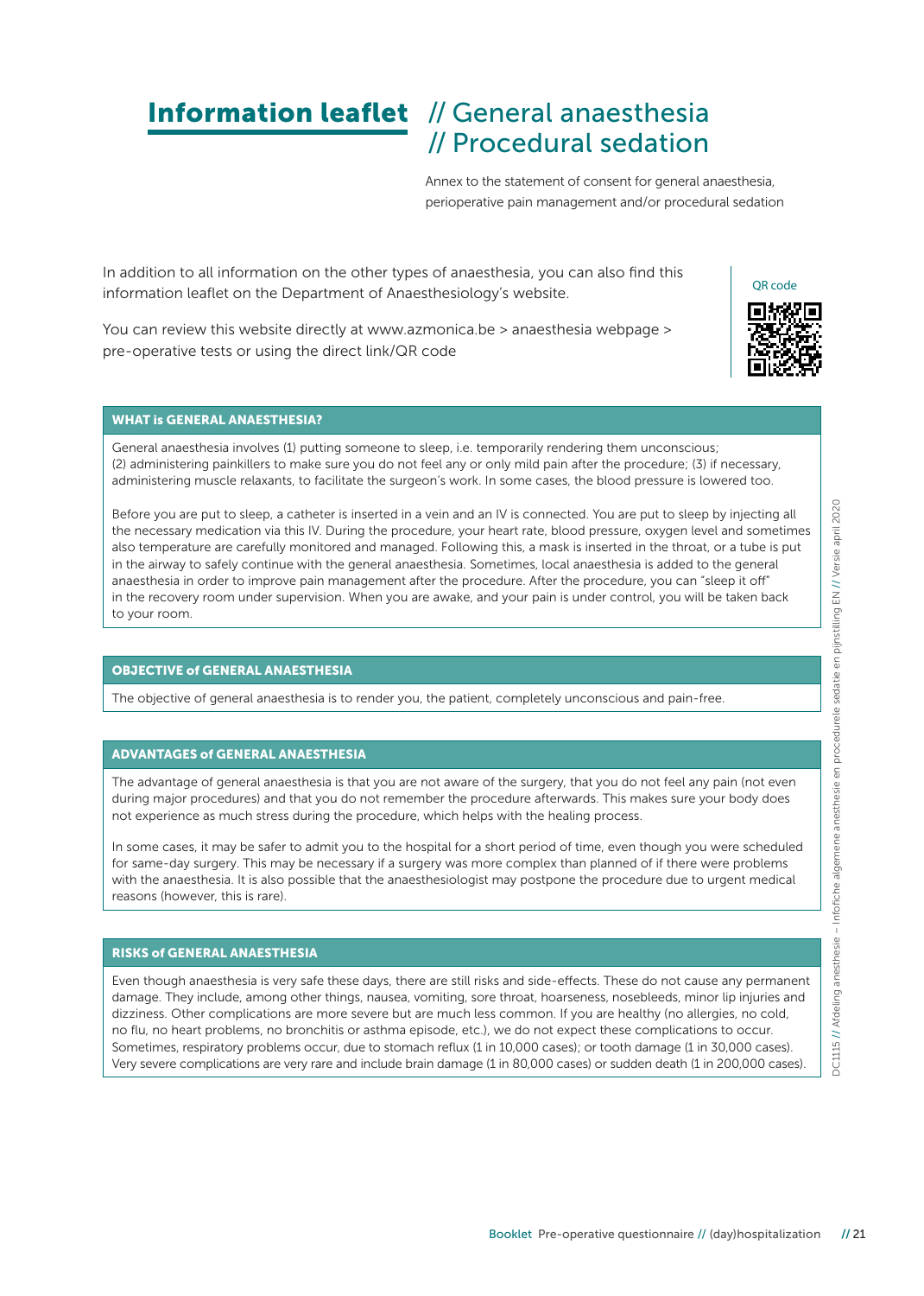# Information leaflet // General anaesthesia // Procedural sedation

Annex to the statement of consent for general anaesthesia, perioperative pain management and/or procedural sedation

In addition to all information on the other types of anaesthesia, you can also find this information leaflet on the Department of Anaesthesiology's website.

You can review this website directly at www.azmonica.be > anaesthesia webpage > pre-operative tests or using the direct link/QR code

QR code

## WHAT is GENERAL ANAESTHESIA?

General anaesthesia involves (1) putting someone to sleep, i.e. temporarily rendering them unconscious; (2) administering painkillers to make sure you do not feel any or only mild pain after the procedure; (3) if necessary, administering muscle relaxants, to facilitate the surgeon's work. In some cases, the blood pressure is lowered too.

Before you are put to sleep, a catheter is inserted in a vein and an IV is connected. You are put to sleep by injecting all the necessary medication via this IV. During the procedure, your heart rate, blood pressure, oxygen level and sometimes also temperature are carefully monitored and managed. Following this, a mask is inserted in the throat, or a tube is put in the airway to safely continue with the general anaesthesia. Sometimes, local anaesthesia is added to the general anaesthesia in order to improve pain management after the procedure. After the procedure, you can "sleep it off" in the recovery room under supervision. When you are awake, and your pain is under control, you will be taken back to your room.

## OBJECTIVE of GENERAL ANAESTHESIA

The objective of general anaesthesia is to render you, the patient, completely unconscious and pain-free.

## ADVANTAGES of GENERAL ANAESTHESIA

The advantage of general anaesthesia is that you are not aware of the surgery, that you do not feel any pain (not even during major procedures) and that you do not remember the procedure afterwards. This makes sure your body does not experience as much stress during the procedure, which helps with the healing process.

In some cases, it may be safer to admit you to the hospital for a short period of time, even though you were scheduled for same-day surgery. This may be necessary if a surgery was more complex than planned of if there were problems with the anaesthesia. It is also possible that the anaesthesiologist may postpone the procedure due to urgent medical reasons (however, this is rare).

## RISKS of GENERAL ANAESTHESIA

Even though anaesthesia is very safe these days, there are still risks and side-effects. These do not cause any permanent damage. They include, among other things, nausea, vomiting, sore throat, hoarseness, nosebleeds, minor lip injuries and dizziness. Other complications are more severe but are much less common. If you are healthy (no allergies, no cold, no flu, no heart problems, no bronchitis or asthma episode, etc.), we do not expect these complications to occur. Sometimes, respiratory problems occur, due to stomach reflux (1 in 10,000 cases); or tooth damage (1 in 30,000 cases). Very severe complications are very rare and include brain damage (1 in 80,000 cases) or sudden death (1 in 200,000 cases).

DC1115 // Afdeling anesthesie – Infofiche algemene anesthesie en procedurele sedatie en pijnstilling EN // Versie april 2020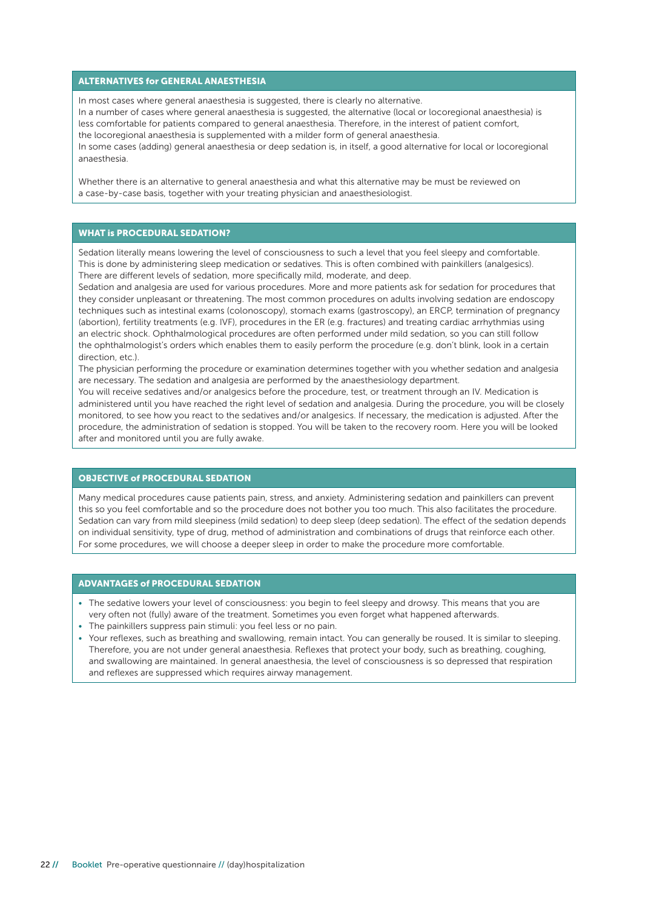## ALTERNATIVES for GENERAL ANAESTHESIA

In most cases where general anaesthesia is suggested, there is clearly no alternative.
In a number of cases where general anaesthesia is suggested, the alternative (local or locoregional anaesthesia) is less comfortable for patients compared to general anaesthesia. Therefore, in the interest of patient comfort, the locoregional anaesthesia is supplemented with a milder form of general anaesthesia.
In some cases (adding) general anaesthesia or deep sedation is, in itself, a good alternative for local or locoregional anaesthesia.

Whether there is an alternative to general anaesthesia and what this alternative may be must be reviewed on a case-by-case basis, together with your treating physician and anaesthesiologist.

## WHAT is PROCEDURAL SEDATION?

Sedation literally means lowering the level of consciousness to such a level that you feel sleepy and comfortable. This is done by administering sleep medication or sedatives. This is often combined with painkillers (analgesics). There are different levels of sedation, more specifically mild, moderate, and deep.
Sedation and analgesia are used for various procedures. More and more patients ask for sedation for procedures that they consider unpleasant or threatening. The most common procedures on adults involving sedation are endoscopy techniques such as intestinal exams (colonoscopy), stomach exams (gastroscopy), an ERCP, termination of pregnancy (abortion), fertility treatments (e.g. IVF), procedures in the ER (e.g. fractures) and treating cardiac arrhythmias using an electric shock. Ophthalmological procedures are often performed under mild sedation, so you can still follow the ophthalmologist's orders which enables them to easily perform the procedure (e.g. don't blink, look in a certain direction, etc.).
The physician performing the procedure or examination determines together with you whether sedation and analgesia are necessary. The sedation and analgesia are performed by the anaesthesiology department.
You will receive sedatives and/or analgesics before the procedure, test, or treatment through an IV. Medication is administered until you have reached the right level of sedation and analgesia. During the procedure, you will be closely monitored, to see how you react to the sedatives and/or analgesics. If necessary, the medication is adjusted. After the procedure, the administration of sedation is stopped. You will be taken to the recovery room. Here you will be looked after and monitored until you are fully awake.

## OBJECTIVE of PROCEDURAL SEDATION

Many medical procedures cause patients pain, stress, and anxiety. Administering sedation and painkillers can prevent this so you feel comfortable and so the procedure does not bother you too much. This also facilitates the procedure. Sedation can vary from mild sleepiness (mild sedation) to deep sleep (deep sedation). The effect of the sedation depends on individual sensitivity, type of drug, method of administration and combinations of drugs that reinforce each other. For some procedures, we will choose a deeper sleep in order to make the procedure more comfortable.

## ADVANTAGES of PROCEDURAL SEDATION

- The sedative lowers your level of consciousness: you begin to feel sleepy and drowsy. This means that you are very often not (fully) aware of the treatment. Sometimes you even forget what happened afterwards.
- The painkillers suppress pain stimuli: you feel less or no pain.
- Your reflexes, such as breathing and swallowing, remain intact. You can generally be roused. It is similar to sleeping. Therefore, you are not under general anaesthesia. Reflexes that protect your body, such as breathing, coughing, and swallowing are maintained. In general anaesthesia, the level of consciousness is so depressed that respiration and reflexes are suppressed which requires airway management.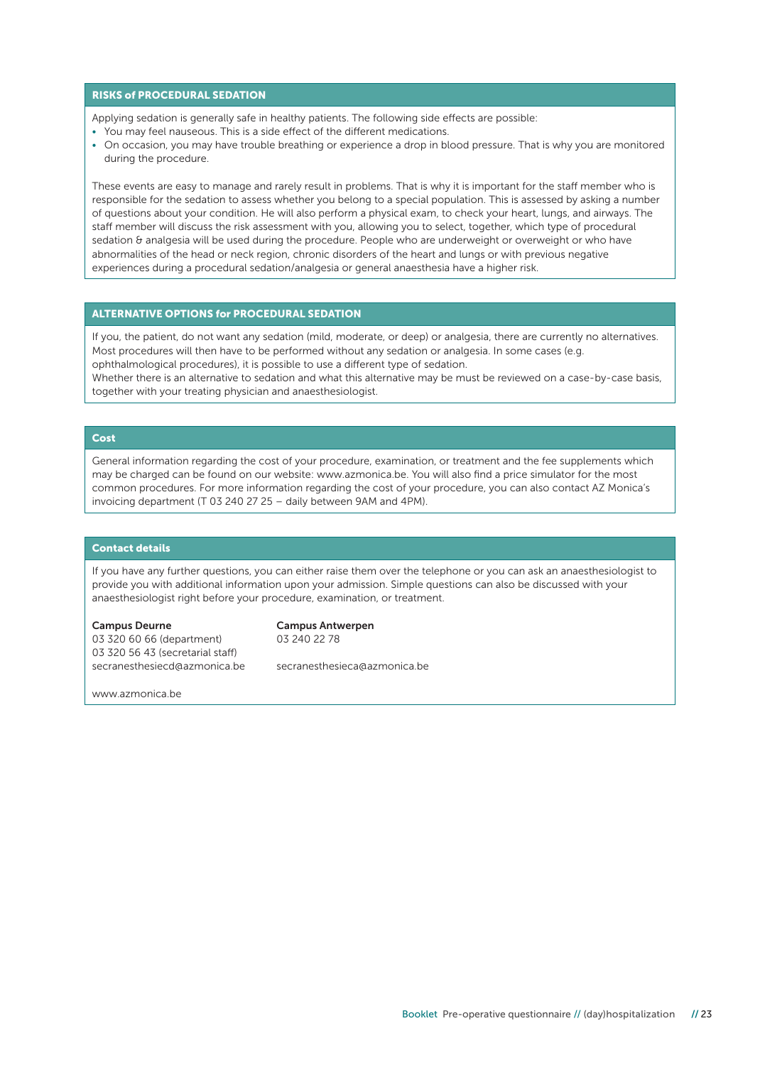## RISKS of PROCEDURAL SEDATION

Applying sedation is generally safe in healthy patients. The following side effects are possible:

- You may feel nauseous. This is a side effect of the different medications.
- On occasion, you may have trouble breathing or experience a drop in blood pressure. That is why you are monitored during the procedure.

These events are easy to manage and rarely result in problems. That is why it is important for the staff member who is responsible for the sedation to assess whether you belong to a special population. This is assessed by asking a number of questions about your condition. He will also perform a physical exam, to check your heart, lungs, and airways. The staff member will discuss the risk assessment with you, allowing you to select, together, which type of procedural sedation & analgesia will be used during the procedure. People who are underweight or overweight or who have abnormalities of the head or neck region, chronic disorders of the heart and lungs or with previous negative experiences during a procedural sedation/analgesia or general anaesthesia have a higher risk.

## ALTERNATIVE OPTIONS for PROCEDURAL SEDATION

If you, the patient, do not want any sedation (mild, moderate, or deep) or analgesia, there are currently no alternatives. Most procedures will then have to be performed without any sedation or analgesia. In some cases (e.g. ophthalmological procedures), it is possible to use a different type of sedation.
Whether there is an alternative to sedation and what this alternative may be must be reviewed on a case-by-case basis, together with your treating physician and anaesthesiologist.

## Cost

General information regarding the cost of your procedure, examination, or treatment and the fee supplements which may be charged can be found on our website: www.azmonica.be. You will also find a price simulator for the most common procedures. For more information regarding the cost of your procedure, you can also contact AZ Monica's invoicing department (T 03 240 27 25 – daily between 9AM and 4PM).

## Contact details

If you have any further questions, you can either raise them over the telephone or you can ask an anaesthesiologist to provide you with additional information upon your admission. Simple questions can also be discussed with your anaesthesiologist right before your procedure, examination, or treatment.

**Campus Deurne**
03 320 60 66 (department)
03 320 56 43 (secretarial staff)
secranesthesiecd@azmonica.be

**Campus Antwerpen**
03 240 22 78
secranesthesieca@azmonica.be

www.azmonica.be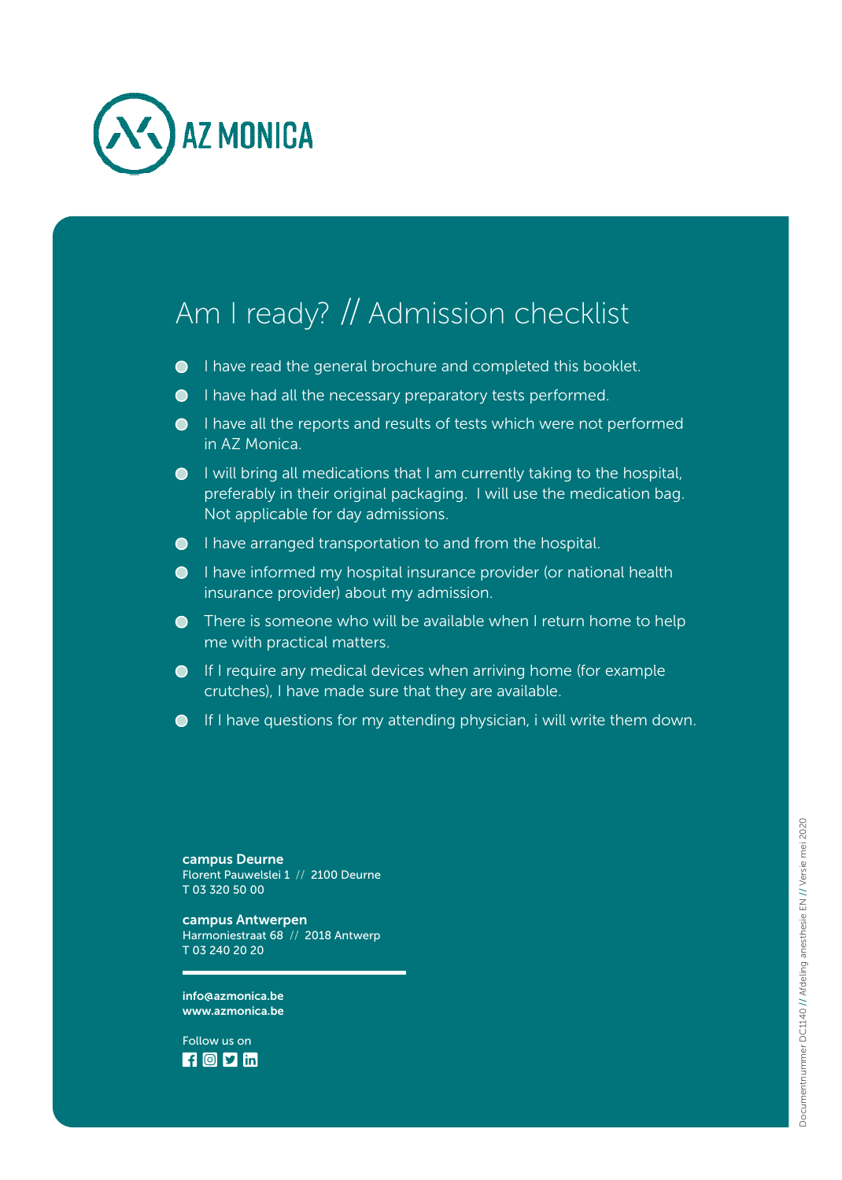AZ MONICA

# Am I ready? // Admission checklist

- I have read the general brochure and completed this booklet.
- I have had all the necessary preparatory tests performed.
- I have all the reports and results of tests which were not performed in AZ Monica.
- I will bring all medications that I am currently taking to the hospital, preferably in their original packaging. I will use the medication bag. Not applicable for day admissions.
- I have arranged transportation to and from the hospital.
- I have informed my hospital insurance provider (or national health insurance provider) about my admission.
- There is someone who will be available when I return home to help me with practical matters.
- If I require any medical devices when arriving home (for example crutches), I have made sure that they are available.
- If I have questions for my attending physician, i will write them down.

**campus Deurne**
Florent Pauwelslei 1 // 2100 Deurne
T 03 320 50 00

**campus Antwerpen**
Harmoniestraat 68 // 2018 Antwerp
T 03 240 20 20

**info@azmonica.be**
**www.azmonica.be**

Follow us on

Documentnummer DC1140 // Afdeling anesthesie EN // Versie mei 2020